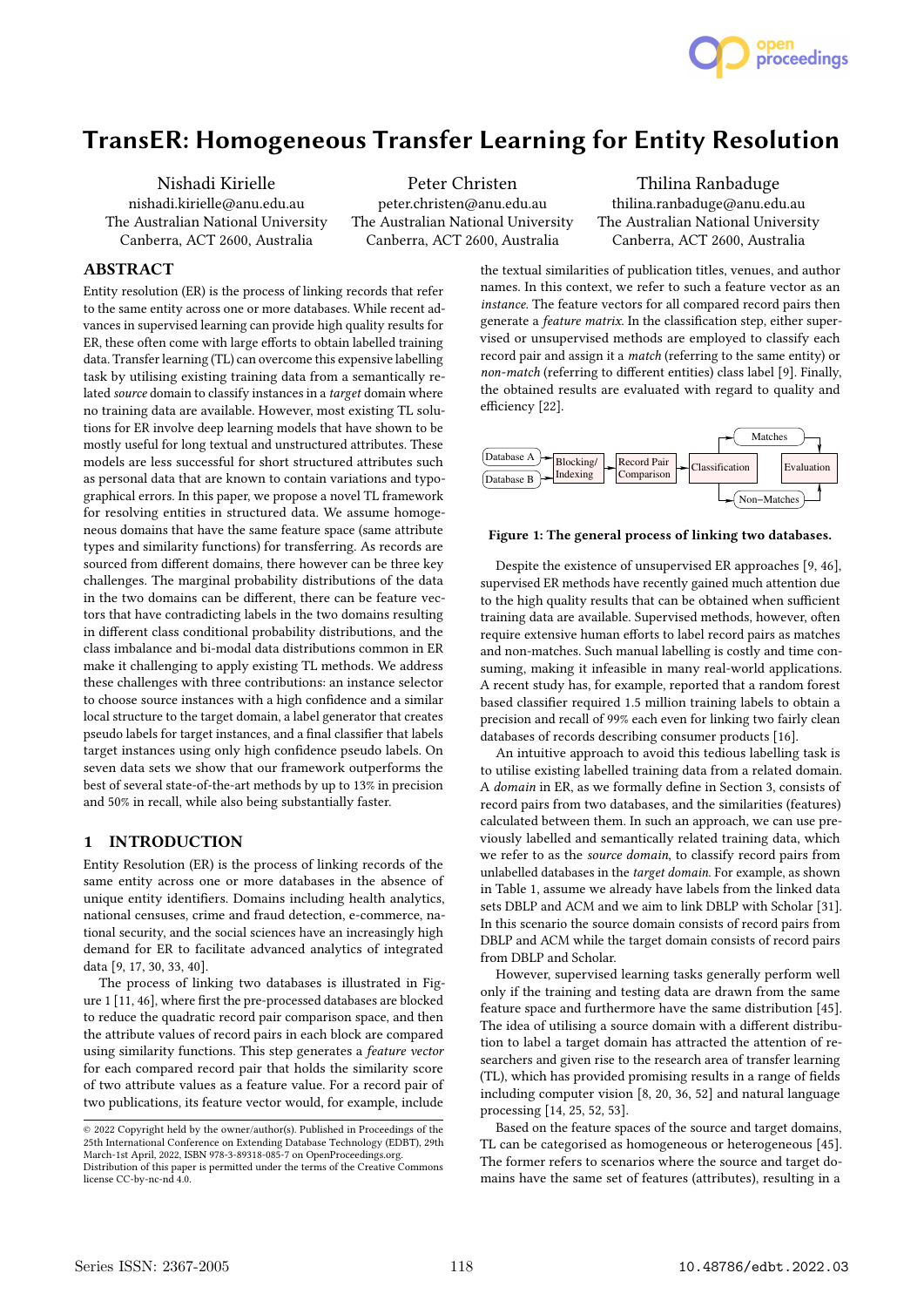# TransER: Homogeneous Transfer Learning for Entity Resolution

Nishadi Kirielle
nishadi.kirielle@anu.edu.au
The Australian National University
Canberra, ACT 2600, Australia

Peter Christen
peter.christen@anu.edu.au
The Australian National University
Canberra, ACT 2600, Australia

Thilina Ranbaduge
thilina.ranbaduge@anu.edu.au
The Australian National University
Canberra, ACT 2600, Australia

## ABSTRACT

Entity resolution (ER) is the process of linking records that refer to the same entity across one or more databases. While recent advances in supervised learning can provide high quality results for ER, these often come with large efforts to obtain labelled training data. Transfer learning (TL) can overcome this expensive labelling task by utilising existing training data from a semantically related *source* domain to classify instances in a *target* domain where no training data are available. However, most existing TL solutions for ER involve deep learning models that have shown to be mostly useful for long textual and unstructured attributes. These models are less successful for short structured attributes such as personal data that are known to contain variations and typographical errors. In this paper, we propose a novel TL framework for resolving entities in structured data. We assume homogeneous domains that have the same feature space (same attribute types and similarity functions) for transferring. As records are sourced from different domains, there however can be three key challenges. The marginal probability distributions of the data in the two domains can be different, there can be feature vectors that have contradicting labels in the two domains resulting in different class conditional probability distributions, and the class imbalance and bi-modal data distributions common in ER make it challenging to apply existing TL methods. We address these challenges with three contributions: an instance selector to choose source instances with a high confidence and a similar local structure to the target domain, a label generator that creates pseudo labels for target instances, and a final classifier that labels target instances using only high confidence pseudo labels. On seven data sets we show that our framework outperforms the best of several state-of-the-art methods by up to 13% in precision and 50% in recall, while also being substantially faster.

## 1 INTRODUCTION

Entity Resolution (ER) is the process of linking records of the same entity across one or more databases in the absence of unique entity identifiers. Domains including health analytics, national censuses, crime and fraud detection, e-commerce, national security, and the social sciences have an increasingly high demand for ER to facilitate advanced analytics of integrated data [9, 17, 30, 33, 40].

The process of linking two databases is illustrated in Figure 1 [11, 46], where first the pre-processed databases are blocked to reduce the quadratic record pair comparison space, and then the attribute values of record pairs in each block are compared using similarity functions. This step generates a *feature vector* for each compared record pair that holds the similarity score of two attribute values as a feature value. For a record pair of two publications, its feature vector would, for example, include the textual similarities of publication titles, venues, and author names. In this context, we refer to such a feature vector as an *instance*. The feature vectors for all compared record pairs then generate a *feature matrix*. In the classification step, either supervised or unsupervised methods are employed to classify each record pair and assign it a *match* (referring to the same entity) or *non-match* (referring to different entities) class label [9]. Finally, the obtained results are evaluated with regard to quality and efficiency [22].

Database A → Blocking/Indexing; Database B → Blocking/Indexing → Record Pair Comparison → Classification → Matches / Non−Matches → Evaluation

**Figure 1: The general process of linking two databases.**

Despite the existence of unsupervised ER approaches [9, 46], supervised ER methods have recently gained much attention due to the high quality results that can be obtained when sufficient training data are available. Supervised methods, however, often require extensive human efforts to label record pairs as matches and non-matches. Such manual labelling is costly and time consuming, making it infeasible in many real-world applications. A recent study has, for example, reported that a random forest based classifier required 1.5 million training labels to obtain a precision and recall of 99% each even for linking two fairly clean databases of records describing consumer products [16].

An intuitive approach to avoid this tedious labelling task is to utilise existing labelled training data from a related domain. A *domain* in ER, as we formally define in Section 3, consists of record pairs from two databases, and the similarities (features) calculated between them. In such an approach, we can use previously labelled and semantically related training data, which we refer to as the *source domain*, to classify record pairs from unlabelled databases in the *target domain*. For example, as shown in Table 1, assume we already have labels from the linked data sets DBLP and ACM and we aim to link DBLP with Scholar [31]. In this scenario the source domain consists of record pairs from DBLP and ACM while the target domain consists of record pairs from DBLP and Scholar.

However, supervised learning tasks generally perform well only if the training and testing data are drawn from the same feature space and furthermore have the same distribution [45]. The idea of utilising a source domain with a different distribution to label a target domain has attracted the attention of researchers and given rise to the research area of transfer learning (TL), which has provided promising results in a range of fields including computer vision [8, 20, 36, 52] and natural language processing [14, 25, 52, 53].

Based on the feature spaces of the source and target domains, TL can be categorised as homogeneous or heterogeneous [45]. The former refers to scenarios where the source and target domains have the same set of features (attributes), resulting in a

© 2022 Copyright held by the owner/author(s). Published in Proceedings of the 25th International Conference on Extending Database Technology (EDBT), 29th March-1st April, 2022, ISBN 978-3-89318-085-7 on OpenProceedings.org.
Distribution of this paper is permitted under the terms of the Creative Commons license CC-by-nc-nd 4.0.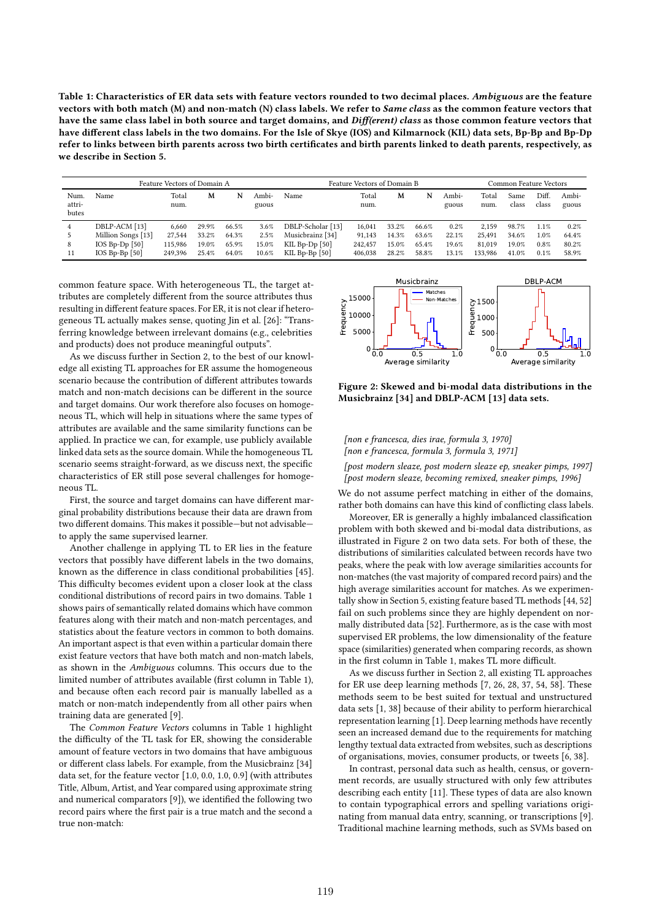**Table 1: Characteristics of ER data sets with feature vectors rounded to two decimal places. *Ambiguous* are the feature vectors with both match (M) and non-match (N) class labels. We refer to *Same class* as the common feature vectors that have the same class label in both source and target domains, and *Diff(erent) class* as those common feature vectors that have different class labels in the two domains. For the Isle of Skye (IOS) and Kilmarnock (KIL) data sets, Bp-Bp and Bp-Dp refer to links between birth parents across two birth certificates and birth parents linked to death parents, respectively, as we describe in Section 5.**

| | Feature Vectors of Domain A | | | | | Feature Vectors of Domain B | | | | | Common Feature Vectors | | | |
|---|---|---|---|---|---|---|---|---|---|---|---|---|---|---|
| Num. attributes | Name | Total num. | M | N | Ambiguous | Name | Total num. | M | N | Ambiguous | Total num. | Same class | Diff. class | Ambiguous |
| 4 | DBLP-ACM [13] | 6,660 | 29.9% | 66.5% | 3.6% | DBLP-Scholar [13] | 16,041 | 33.2% | 66.6% | 0.2% | 2,159 | 98.7% | 1.1% | 0.2% |
| 5 | Million Songs [13] | 27,544 | 33.2% | 64.3% | 2.5% | Musicbrainz [34] | 91,143 | 14.3% | 63.6% | 22.1% | 25,491 | 34.6% | 1.0% | 64.4% |
| 8 | IOS Bp-Dp [50] | 115,986 | 19.0% | 65.9% | 15.0% | KIL Bp-Dp [50] | 242,457 | 15.0% | 65.4% | 19.6% | 81,019 | 19.0% | 0.8% | 80.2% |
| 11 | IOS Bp-Bp [50] | 249,396 | 25.4% | 64.0% | 10.6% | KIL Bp-Bp [50] | 406,038 | 28.2% | 58.8% | 13.1% | 133,986 | 41.0% | 0.1% | 58.9% |

common feature space. With heterogeneous TL, the target attributes are completely different from the source attributes thus resulting in different feature spaces. For ER, it is not clear if heterogeneous TL actually makes sense, quoting Jin et al. [26]: "Transferring knowledge between irrelevant domains (e.g., celebrities and products) does not produce meaningful outputs".

As we discuss further in Section 2, to the best of our knowledge all existing TL approaches for ER assume the homogeneous scenario because the contribution of different attributes towards match and non-match decisions can be different in the source and target domains. Our work therefore also focuses on homogeneous TL, which will help in situations where the same types of attributes are available and the same similarity functions can be applied. In practice we can, for example, use publicly available linked data sets as the source domain. While the homogeneous TL scenario seems straight-forward, as we discuss next, the specific characteristics of ER still pose several challenges for homogeneous TL.

First, the source and target domains can have different marginal probability distributions because their data are drawn from two different domains. This makes it possible—but not advisable—to apply the same supervised learner.

Another challenge in applying TL to ER lies in the feature vectors that possibly have different labels in the two domains, known as the difference in class conditional probabilities [45]. This difficulty becomes evident upon a closer look at the class conditional distributions of record pairs in two domains. Table 1 shows pairs of semantically related domains which have common features along with their match and non-match percentages, and statistics about the feature vectors in common to both domains. An important aspect is that even within a particular domain there exist feature vectors that have both match and non-match labels, as shown in the *Ambiguous* columns. This occurs due to the limited number of attributes available (first column in Table 1), and because often each record pair is manually labelled as a match or non-match independently from all other pairs when training data are generated [9].

The *Common Feature Vectors* columns in Table 1 highlight the difficulty of the TL task for ER, showing the considerable amount of feature vectors in two domains that have ambiguous or different class labels. For example, from the Musicbrainz [34] data set, for the feature vector [1.0, 0.0, 1.0, 0.9] (with attributes Title, Album, Artist, and Year compared using approximate string and numerical comparators [9]), we identified the following two record pairs where the first pair is a true match and the second a true non-match:

Figure 2: Skewed and bi-modal data distributions in the Musicbrainz [34] and DBLP-ACM [13] data sets.

*[non e francesca, dies irae, formula 3, 1970]*
*[non e francesca, formula 3, formula 3, 1971]*

*[post modern sleaze, post modern sleaze ep, sneaker pimps, 1997]*
*[post modern sleaze, becoming remixed, sneaker pimps, 1996]*

We do not assume perfect matching in either of the domains, rather both domains can have this kind of conflicting class labels.

Moreover, ER is generally a highly imbalanced classification problem with both skewed and bi-modal data distributions, as illustrated in Figure 2 on two data sets. For both of these, the distributions of similarities calculated between records have two peaks, where the peak with low average similarities accounts for non-matches (the vast majority of compared record pairs) and the high average similarities account for matches. As we experimentally show in Section 5, existing feature based TL methods [44, 52] fail on such problems since they are highly dependent on normally distributed data [52]. Furthermore, as is the case with most supervised ER problems, the low dimensionality of the feature space (similarities) generated when comparing records, as shown in the first column in Table 1, makes TL more difficult.

As we discuss further in Section 2, all existing TL approaches for ER use deep learning methods [7, 26, 28, 37, 54, 58]. These methods seem to be best suited for textual and unstructured data sets [1, 38] because of their ability to perform hierarchical representation learning [1]. Deep learning methods have recently seen an increased demand due to the requirements for matching lengthy textual data extracted from websites, such as descriptions of organisations, movies, consumer products, or tweets [6, 38].

In contrast, personal data such as health, census, or government records, are usually structured with only few attributes describing each entity [11]. These types of data are also known to contain typographical errors and spelling variations originating from manual data entry, scanning, or transcriptions [9]. Traditional machine learning methods, such as SVMs based on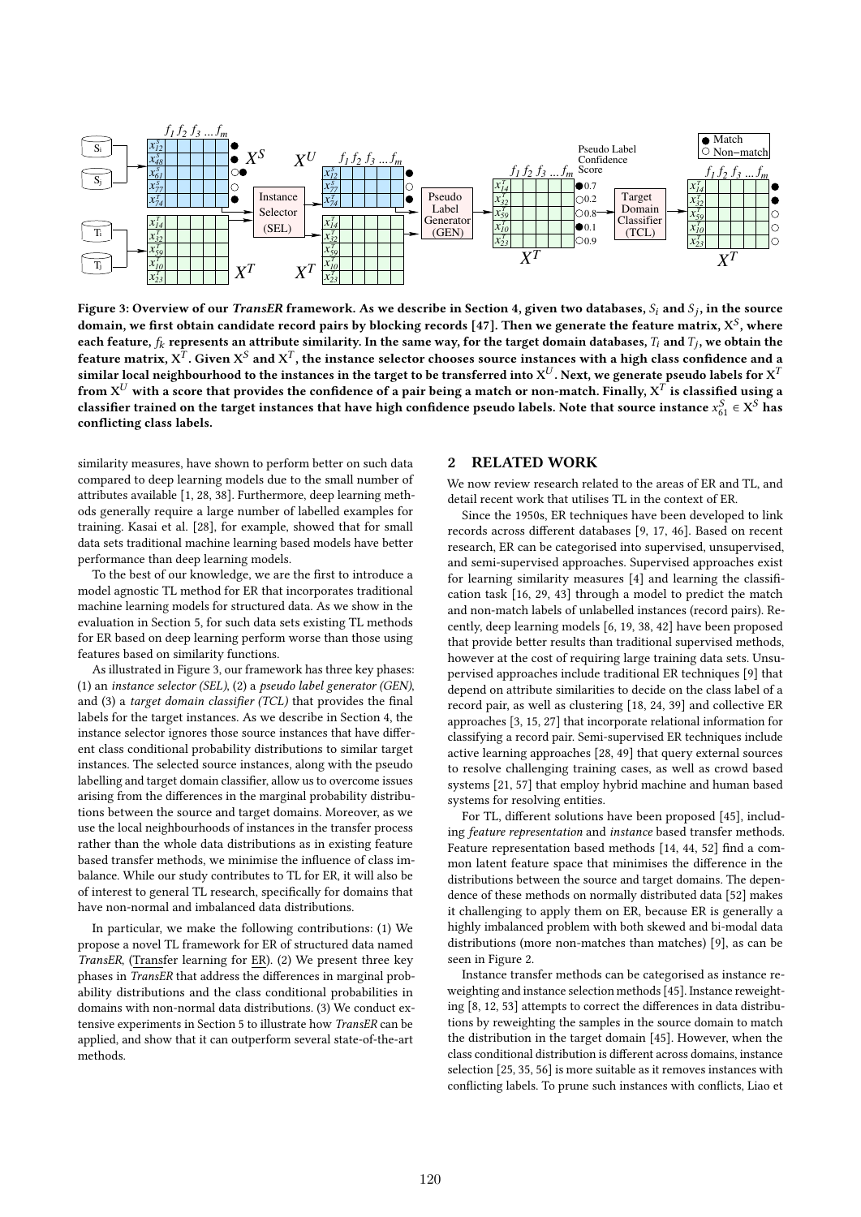Figure 3: Overview of our *TransER* framework. As we describe in Section 4, given two databases, $S_i$ and $S_j$, in the source domain, we first obtain candidate record pairs by blocking records [47]. Then we generate the feature matrix, $X^S$, where each feature, $f_k$ represents an attribute similarity. In the same way, for the target domain databases, $T_i$ and $T_j$, we obtain the feature matrix, $X^T$. Given $X^S$ and $X^T$, the instance selector chooses source instances with a high class confidence and a similar local neighbourhood to the instances in the target to be transferred into $X^U$. Next, we generate pseudo labels for $X^T$ from $X^U$ with a score that provides the confidence of a pair being a match or non-match. Finally, $X^T$ is classified using a classifier trained on the target instances that have high confidence pseudo labels. Note that source instance $x^S_{61} \in X^S$ has conflicting class labels.

similarity measures, have shown to perform better on such data compared to deep learning models due to the small number of attributes available [1, 28, 38]. Furthermore, deep learning methods generally require a large number of labelled examples for training. Kasai et al. [28], for example, showed that for small data sets traditional machine learning based models have better performance than deep learning models.

To the best of our knowledge, we are the first to introduce a model agnostic TL method for ER that incorporates traditional machine learning models for structured data. As we show in the evaluation in Section 5, for such data sets existing TL methods for ER based on deep learning perform worse than those using features based on similarity functions.

As illustrated in Figure 3, our framework has three key phases: (1) an *instance selector (SEL)*, (2) a *pseudo label generator (GEN)*, and (3) a *target domain classifier (TCL)* that provides the final labels for the target instances. As we describe in Section 4, the instance selector ignores those source instances that have different class conditional probability distributions to similar target instances. The selected source instances, along with the pseudo labelling and target domain classifier, allow us to overcome issues arising from the differences in the marginal probability distributions between the source and target domains. Moreover, as we use the local neighbourhoods of instances in the transfer process rather than the whole data distributions as in existing feature based transfer methods, we minimise the influence of class imbalance. While our study contributes to TL for ER, it will also be of interest to general TL research, specifically for domains that have non-normal and imbalanced data distributions.

In particular, we make the following contributions: (1) We propose a novel TL framework for ER of structured data named *TransER*, (Transfer learning for ER). (2) We present three key phases in *TransER* that address the differences in marginal probability distributions and the class conditional probabilities in domains with non-normal data distributions. (3) We conduct extensive experiments in Section 5 to illustrate how *TransER* can be applied, and show that it can outperform several state-of-the-art methods.

## 2 RELATED WORK

We now review research related to the areas of ER and TL, and detail recent work that utilises TL in the context of ER.

Since the 1950s, ER techniques have been developed to link records across different databases [9, 17, 46]. Based on recent research, ER can be categorised into supervised, unsupervised, and semi-supervised approaches. Supervised approaches exist for learning similarity measures [4] and learning the classification task [16, 29, 43] through a model to predict the match and non-match labels of unlabelled instances (record pairs). Recently, deep learning models [6, 19, 38, 42] have been proposed that provide better results than traditional supervised methods, however at the cost of requiring large training data sets. Unsupervised approaches include traditional ER techniques [9] that depend on attribute similarities to decide on the class label of a record pair, as well as clustering [18, 24, 39] and collective ER approaches [3, 15, 27] that incorporate relational information for classifying a record pair. Semi-supervised ER techniques include active learning approaches [28, 49] that query external sources to resolve challenging training cases, as well as crowd based systems [21, 57] that employ hybrid machine and human based systems for resolving entities.

For TL, different solutions have been proposed [45], including *feature representation* and *instance* based transfer methods. Feature representation based methods [14, 44, 52] find a common latent feature space that minimises the difference in the distributions between the source and target domains. The dependence of these methods on normally distributed data [52] makes it challenging to apply them on ER, because ER is generally a highly imbalanced problem with both skewed and bi-modal data distributions (more non-matches than matches) [9], as can be seen in Figure 2.

Instance transfer methods can be categorised as instance reweighting and instance selection methods [45]. Instance reweighting [8, 12, 53] attempts to correct the differences in data distributions by reweighting the samples in the source domain to match the distribution in the target domain [45]. However, when the class conditional distribution is different across domains, instance selection [25, 35, 56] is more suitable as it removes instances with conflicting labels. To prune such instances with conflicts, Liao et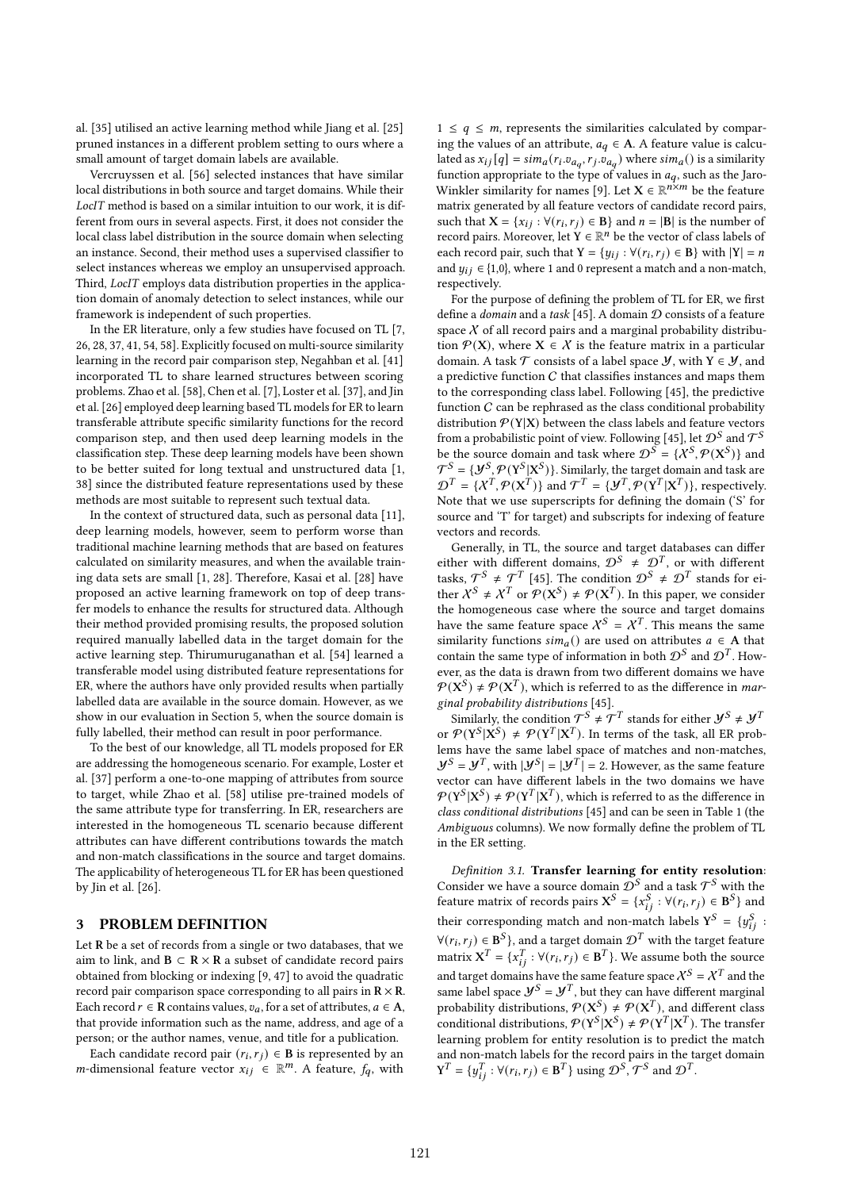al. [35] utilised an active learning method while Jiang et al. [25] pruned instances in a different problem setting to ours where a small amount of target domain labels are available.

Vercruyssen et al. [56] selected instances that have similar local distributions in both source and target domains. While their *LocIT* method is based on a similar intuition to our work, it is different from ours in several aspects. First, it does not consider the local class label distribution in the source domain when selecting an instance. Second, their method uses a supervised classifier to select instances whereas we employ an unsupervised approach. Third, *LocIT* employs data distribution properties in the application domain of anomaly detection to select instances, while our framework is independent of such properties.

In the ER literature, only a few studies have focused on TL [7, 26, 28, 37, 41, 54, 58]. Explicitly focused on multi-source similarity learning in the record pair comparison step, Negahban et al. [41] incorporated TL to share learned structures between scoring problems. Zhao et al. [58], Chen et al. [7], Loster et al. [37], and Jin et al. [26] employed deep learning based TL models for ER to learn transferable attribute specific similarity functions for the record comparison step, and then used deep learning models in the classification step. These deep learning models have been shown to be better suited for long textual and unstructured data [1, 38] since the distributed feature representations used by these methods are most suitable to represent such textual data.

In the context of structured data, such as personal data [11], deep learning models, however, seem to perform worse than traditional machine learning methods that are based on features calculated on similarity measures, and when the available training data sets are small [1, 28]. Therefore, Kasai et al. [28] have proposed an active learning framework on top of deep transfer models to enhance the results for structured data. Although their method provided promising results, the proposed solution required manually labelled data in the target domain for the active learning step. Thirumuruganathan et al. [54] learned a transferable model using distributed feature representations for ER, where the authors have only provided results when partially labelled data are available in the source domain. However, as we show in our evaluation in Section 5, when the source domain is fully labelled, their method can result in poor performance.

To the best of our knowledge, all TL models proposed for ER are addressing the homogeneous scenario. For example, Loster et al. [37] perform a one-to-one mapping of attributes from source to target, while Zhao et al. [58] utilise pre-trained models of the same attribute type for transferring. In ER, researchers are interested in the homogeneous TL scenario because different attributes can have different contributions towards the match and non-match classifications in the source and target domains. The applicability of heterogeneous TL for ER has been questioned by Jin et al. [26].

## 3 PROBLEM DEFINITION

Let $\mathbf{R}$ be a set of records from a single or two databases, that we aim to link, and $\mathbf{B} \subset \mathbf{R} \times \mathbf{R}$ a subset of candidate record pairs obtained from blocking or indexing [9, 47] to avoid the quadratic record pair comparison space corresponding to all pairs in $\mathbf{R} \times \mathbf{R}$. Each record $r \in \mathbf{R}$ contains values, $v_a$, for a set of attributes, $a \in \mathbf{A}$, that provide information such as the name, address, and age of a person; or the author names, venue, and title for a publication.

Each candidate record pair $(r_i, r_j) \in \mathbf{B}$ is represented by an $m$-dimensional feature vector $x_{ij} \in \mathbb{R}^m$. A feature, $f_q$, with $1 \leq q \leq m$, represents the similarities calculated by comparing the values of an attribute, $a_q \in \mathbf{A}$. A feature value is calculated as $x_{ij}[q] = sim_a(r_i.v_{a_q}, r_j.v_{a_q})$ where $sim_a()$ is a similarity function appropriate to the type of values in $a_q$, such as the Jaro-Winkler similarity for names [9]. Let $\mathbf{X} \in \mathbb{R}^{n \times m}$ be the feature matrix generated by all feature vectors of candidate record pairs, such that $\mathbf{X} = \{x_{ij} : \forall (r_i, r_j) \in \mathbf{B}\}$ and $n = |\mathbf{B}|$ is the number of record pairs. Moreover, let $\mathbf{Y} \in \mathbb{R}^n$ be the vector of class labels of each record pair, such that $\mathbf{Y} = \{y_{ij} : \forall (r_i, r_j) \in \mathbf{B}\}$ with $|\mathbf{Y}| = n$ and $y_{ij} \in \{1, 0\}$, where 1 and 0 represent a match and a non-match, respectively.

For the purpose of defining the problem of TL for ER, we first define a *domain* and a *task* [45]. A domain $\mathcal{D}$ consists of a feature space $\mathcal{X}$ of all record pairs and a marginal probability distribution $\mathcal{P}(\mathbf{X})$, where $\mathbf{X} \in \mathcal{X}$ is the feature matrix in a particular domain. A task $\mathcal{T}$ consists of a label space $\mathcal{Y}$, with $\mathbf{Y} \in \mathcal{Y}$, and a predictive function $C$ that classifies instances and maps them to the corresponding class label. Following [45], the predictive function $C$ can be rephrased as the class conditional probability distribution $\mathcal{P}(\mathbf{Y}|\mathbf{X})$ between the class labels and feature vectors from a probabilistic point of view. Following [45], let $\mathcal{D}^S$ and $\mathcal{T}^S$ be the source domain and task where $\mathcal{D}^S = \{\mathcal{X}^S, \mathcal{P}(\mathbf{X}^S)\}$ and $\mathcal{T}^S = \{\mathcal{Y}^S, \mathcal{P}(\mathbf{Y}^S|\mathbf{X}^S)\}$. Similarly, the target domain and task are $\mathcal{D}^T = \{\mathcal{X}^T, \mathcal{P}(\mathbf{X}^T)\}$ and $\mathcal{T}^T = \{\mathcal{Y}^T, \mathcal{P}(\mathbf{Y}^T|\mathbf{X}^T)\}$, respectively. Note that we use superscripts for defining the domain ('S' for source and 'T' for target) and subscripts for indexing of feature vectors and records.

Generally, in TL, the source and target databases can differ either with different domains, $\mathcal{D}^S \neq \mathcal{D}^T$, or with different tasks, $\mathcal{T}^S \neq \mathcal{T}^T$ [45]. The condition $\mathcal{D}^S \neq \mathcal{D}^T$ stands for either $\mathcal{X}^S \neq \mathcal{X}^T$ or $\mathcal{P}(\mathbf{X}^S) \neq \mathcal{P}(\mathbf{X}^T)$. In this paper, we consider the homogeneous case where the source and target domains have the same feature space $\mathcal{X}^S = \mathcal{X}^T$. This means the same similarity functions $sim_a()$ are used on attributes $a \in \mathbf{A}$ that contain the same type of information in both $\mathcal{D}^S$ and $\mathcal{D}^T$. However, as the data is drawn from two different domains we have $\mathcal{P}(\mathbf{X}^S) \neq \mathcal{P}(\mathbf{X}^T)$, which is referred to as the difference in *marginal probability distributions* [45].

Similarly, the condition $\mathcal{T}^S \neq \mathcal{T}^T$ stands for either $\mathcal{Y}^S \neq \mathcal{Y}^T$ or $\mathcal{P}(\mathbf{Y}^S|\mathbf{X}^S) \neq \mathcal{P}(\mathbf{Y}^T|\mathbf{X}^T)$. In terms of the task, all ER problems have the same label space of matches and non-matches, $\mathcal{Y}^S = \mathcal{Y}^T$, with $|\mathcal{Y}^S| = |\mathcal{Y}^T| = 2$. However, as the same feature vector can have different labels in the two domains we have $\mathcal{P}(\mathbf{Y}^S|\mathbf{X}^S) \neq \mathcal{P}(\mathbf{Y}^T|\mathbf{X}^T)$, which is referred to as the difference in *class conditional distributions* [45] and can be seen in Table 1 (the *Ambiguous* columns). We now formally define the problem of TL in the ER setting.

*Definition 3.1.* **Transfer learning for entity resolution**: Consider we have a source domain $\mathcal{D}^S$ and a task $\mathcal{T}^S$ with the feature matrix of records pairs $\mathbf{X}^S = \{x^S_{ij} : \forall (r_i, r_j) \in \mathbf{B}^S\}$ and their corresponding match and non-match labels $\mathbf{Y}^S = \{y^S_{ij} : \forall (r_i, r_j) \in \mathbf{B}^S\}$, and a target domain $\mathcal{D}^T$ with the target feature matrix $\mathbf{X}^T = \{x^T_{ij} : \forall (r_i, r_j) \in \mathbf{B}^T\}$. We assume both the source and target domains have the same feature space $\mathcal{X}^S = \mathcal{X}^T$ and the same label space $\mathcal{Y}^S = \mathcal{Y}^T$, but they can have different marginal probability distributions, $\mathcal{P}(\mathbf{X}^S) \neq \mathcal{P}(\mathbf{X}^T)$, and different class conditional distributions, $\mathcal{P}(\mathbf{Y}^S|\mathbf{X}^S) \neq \mathcal{P}(\mathbf{Y}^T|\mathbf{X}^T)$. The transfer learning problem for entity resolution is to predict the match and non-match labels for the record pairs in the target domain $\mathbf{Y}^T = \{y^T_{ij} : \forall (r_i, r_j) \in \mathbf{B}^T\}$ using $\mathcal{D}^S$, $\mathcal{T}^S$ and $\mathcal{D}^T$.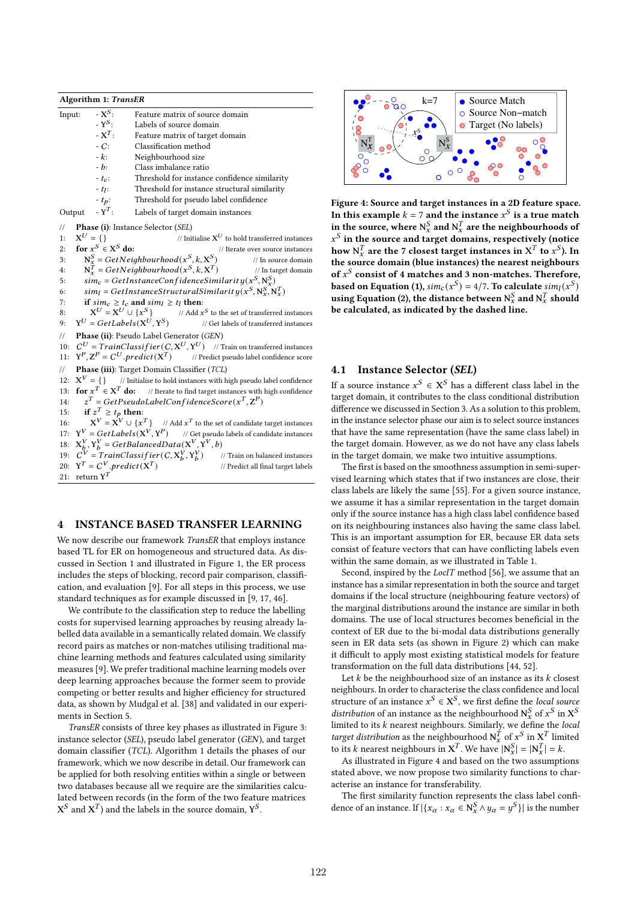**Algorithm 1:** *TransER*

```
Input:  - X^S:   Feature matrix of source domain
        - Y^S:   Labels of source domain
        - X^T:   Feature matrix of target domain
        - C:     Classification method
        - k:     Neighbourhood size
        - b:     Class imbalance ratio
        - t_c:   Threshold for instance confidence similarity
        - t_l:   Threshold for instance structural similarity
        - t_p:   Threshold for pseudo label confidence
Output  - Y^T:   Labels of target domain instances

//  Phase (i): Instance Selector (SEL)
1:  X^U = {}                                   // Initialise X^U to hold transferred instances
2:  for x^S ∈ X^S do:                          // Iterate over source instances
3:      N_x^S = GetNeighbourhood(x^S, k, X^S)  // In source domain
4:      N_x^T = GetNeighbourhood(x^S, k, X^T)  // In target domain
5:      sim_c = GetInstanceConfidenceSimilarity(x^S, N_x^S)
6:      sim_l = GetInstanceStructuralSimilarity(x^S, N_x^S, N_x^T)
7:      if sim_c ≥ t_c and sim_l ≥ t_l then:
8:          X^U = X^U ∪ {x^S}                  // Add x^S to the set of transferred instances
9:  Y^U = GetLabels(X^U, Y^S)                  // Get labels of transferred instances
//  Phase (ii): Pseudo Label Generator (GEN)
10: C^U = TrainClassifier(C, X^U, Y^U)         // Train on transferred instances
11: Y^P, Z^P = C^U.predict(X^T)                // Predict pseudo label confidence score
//  Phase (iii): Target Domain Classifier (TCL)
12: X^V = {}                                   // Initialise to hold instances with high pseudo label confidence
13: for x^T ∈ X^T do:                          // Iterate to find target instances with high confidence
14:     z^T = GetPseudoLabelConfidenceScore(x^T, Z^P)
15:     if z^T ≥ t_p then:
16:         X^V = X^V ∪ {x^T}                  // Add x^T to the set of candidate target instances
17: Y^V = GetLabels(X^V, Y^P)                  // Get pseudo labels of candidate instances
18: X_b^V, Y_b^V = GetBalancedData(X^V, Y^V, b)
19: C^V = TrainClassifier(C, X_b^V, Y_b^V)     // Train on balanced instances
20: Y^T = C^V.predict(X^T)                     // Predict all final target labels
21: return Y^T
```

## 4 INSTANCE BASED TRANSFER LEARNING

We now describe our framework *TransER* that employs instance based TL for ER on homogeneous and structured data. As discussed in Section 1 and illustrated in Figure 1, the ER process includes the steps of blocking, record pair comparison, classification, and evaluation [9]. For all steps in this process, we use standard techniques as for example discussed in [9, 17, 46].

We contribute to the classification step to reduce the labelling costs for supervised learning approaches by reusing already labelled data available in a semantically related domain. We classify record pairs as matches or non-matches utilising traditional machine learning methods and features calculated using similarity measures [9]. We prefer traditional machine learning models over deep learning approaches because the former seem to provide competing or better results and higher efficiency for structured data, as shown by Mudgal et al. [38] and validated in our experiments in Section 5.

*TransER* consists of three key phases as illustrated in Figure 3: instance selector (*SEL*), pseudo label generator (*GEN*), and target domain classifier (*TCL*). Algorithm 1 details the phases of our framework, which we now describe in detail. Our framework can be applied for both resolving entities within a single or between two databases because all we require are the similarities calculated between records (in the form of the two feature matrices $\mathbf{X}^S$ and $\mathbf{X}^T$) and the labels in the source domain, $\mathbf{Y}^S$.

**Figure 4: Source and target instances in a 2D feature space. In this example $k = 7$ and the instance $x^S$ is a true match in the source, where $\mathrm{N}_x^S$ and $\mathrm{N}_x^T$ are the neighbourhoods of $x^S$ in the source and target domains, respectively (notice how $\mathrm{N}_x^T$ are the 7 closest target instances in $\mathbf{X}^T$ to $x^S$). In the source domain (blue instances) the nearest neighbours of $x^S$ consist of 4 matches and 3 non-matches. Therefore, based on Equation (1), $sim_c(x^S) = 4/7$. To calculate $sim_l(x^S)$ using Equation (2), the distance between $\mathrm{N}_x^S$ and $\mathrm{N}_x^T$ should be calculated, as indicated by the dashed line.**

### 4.1 Instance Selector (*SEL*)

If a source instance $x^S \in \mathbf{X}^S$ has a different class label in the target domain, it contributes to the class conditional distribution difference we discussed in Section 3. As a solution to this problem, in the instance selector phase our aim is to select source instances that have the same representation (have the same class label) in the target domain. However, as we do not have any class labels in the target domain, we make two intuitive assumptions.

The first is based on the smoothness assumption in semi-supervised learning which states that if two instances are close, their class labels are likely the same [55]. For a given source instance, we assume it has a similar representation in the target domain only if the source instance has a high class label confidence based on its neighbouring instances also having the same class label. This is an important assumption for ER, because ER data sets consist of feature vectors that can have conflicting labels even within the same domain, as we illustrated in Table 1.

Second, inspired by the *LocIT* method [56], we assume that an instance has a similar representation in both the source and target domains if the local structure (neighbouring feature vectors) of the marginal distributions around the instance are similar in both domains. The use of local structures becomes beneficial in the context of ER due to the bi-modal data distributions generally seen in ER data sets (as shown in Figure 2) which can make it difficult to apply most existing statistical models for feature transformation on the full data distributions [44, 52].

Let $k$ be the neighbourhood size of an instance as its $k$ closest neighbours. In order to characterise the class confidence and local structure of an instance $x^S \in \mathbf{X}^S$, we first define the *local source distribution* of an instance as the neighbourhood $\mathrm{N}_x^S$ of $x^S$ in $\mathbf{X}^S$ limited to its $k$ nearest neighbours. Similarly, we define the *local target distribution* as the neighbourhood $\mathrm{N}_x^T$ of $x^S$ in $\mathbf{X}^T$ limited to its $k$ nearest neighbours in $\mathbf{X}^T$. We have $|\mathrm{N}_x^S| = |\mathrm{N}_x^T| = k$.

As illustrated in Figure 4 and based on the two assumptions stated above, we now propose two similarity functions to characterise an instance for transferability.

The first similarity function represents the class label confidence of an instance. If $|\{x_\alpha : x_\alpha \in \mathrm{N}_x^S \wedge y_\alpha = y^S\}|$ is the number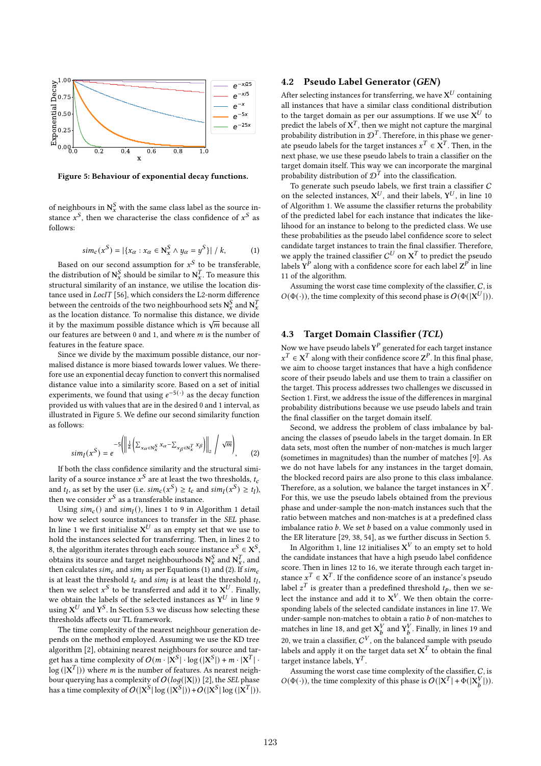Figure 5: Behaviour of exponential decay functions.

of neighbours in $\mathbf{N}_x^S$ with the same class label as the source instance $x^S$, then we characterise the class confidence of $x^S$ as follows:

$$sim_c(x^S) = |\{x_\alpha : x_\alpha \in \mathbf{N}_x^S \wedge y_\alpha = y^S\}| \ / \ k, \qquad (1)$$

Based on our second assumption for $x^S$ to be transferable, the distribution of $\mathbf{N}_x^S$ should be similar to $\mathbf{N}_x^T$. To measure this structural similarity of an instance, we utilise the location distance used in *LocIT* [56], which considers the L2-norm difference between the centroids of the two neighbourhood sets $\mathbf{N}_x^S$ and $\mathbf{N}_x^T$ as the location distance. To normalise this distance, we divide it by the maximum possible distance which is $\sqrt{m}$ because all our features are between 0 and 1, and where $m$ is the number of features in the feature space.

Since we divide by the maximum possible distance, our normalised distance is more biased towards lower values. We therefore use an exponential decay function to convert this normalised distance value into a similarity score. Based on a set of initial experiments, we found that using $e^{-5(\cdot)}$ as the decay function provided us with values that are in the desired 0 and 1 interval, as illustrated in Figure 5. We define our second similarity function as follows:

$$sim_l(x^S) = e^{-5\left(\left\| \frac{1}{k}\left(\sum_{x_\alpha \in \mathbf{N}_x^S} x_\alpha - \sum_{x_\beta \in \mathbf{N}_x^T} x_\beta\right)\right\|_2 \Big/ \sqrt{m}\right)}, \qquad (2)$$

If both the class confidence similarity and the structural similarity of a source instance $x^S$ are at least the two thresholds, $t_c$ and $t_l$, as set by the user (i.e. $sim_c(x^S) \geq t_c$ and $sim_l(x^S) \geq t_l$), then we consider $x^S$ as a transferable instance.

Using $sim_c()$ and $sim_l()$, lines 1 to 9 in Algorithm 1 detail how we select source instances to transfer in the *SEL* phase. In line 1 we first initialise $\mathbf{X}^U$ as an empty set that we use to hold the instances selected for transferring. Then, in lines 2 to 8, the algorithm iterates through each source instance $x^S \in \mathbf{X}^S$, obtains its source and target neighbourhoods $\mathbf{N}_x^S$ and $\mathbf{N}_x^T$, and then calculates $sim_c$ and $sim_l$ as per Equations (1) and (2). If $sim_c$ is at least the threshold $t_c$ and $sim_l$ is at least the threshold $t_l$, then we select $x^S$ to be transferred and add it to $\mathbf{X}^U$. Finally, we obtain the labels of the selected instances as $\mathbf{Y}^U$ in line 9 using $\mathbf{X}^U$ and $\mathbf{Y}^S$. In Section 5.3 we discuss how selecting these thresholds affects our TL framework.

The time complexity of the nearest neighbour generation depends on the method employed. Assuming we use the KD tree algorithm [2], obtaining nearest neighbours for source and target has a time complexity of $O(m \cdot |\mathbf{X}^S| \cdot \log(|\mathbf{X}^S|) + m \cdot |\mathbf{X}^T| \cdot \log(|\mathbf{X}^T|))$ where $m$ is the number of features. As nearest neighbour querying has a complexity of $O(log(|\mathbf{X}|))$ [2], the *SEL* phase has a time complexity of $O(|\mathbf{X}^S| \log(|\mathbf{X}^S|)) + O(|\mathbf{X}^S| \log(|\mathbf{X}^T|))$.

## 4.2 Pseudo Label Generator (*GEN*)

After selecting instances for transferring, we have $\mathbf{X}^U$ containing all instances that have a similar class conditional distribution to the target domain as per our assumptions. If we use $\mathbf{X}^U$ to predict the labels of $\mathbf{X}^T$, then we might not capture the marginal probability distribution in $\mathcal{D}^T$. Therefore, in this phase we generate pseudo labels for the target instances $x^T \in \mathbf{X}^T$. Then, in the next phase, we use these pseudo labels to train a classifier on the target domain itself. This way we can incorporate the marginal probability distribution of $\mathcal{D}^T$ into the classification.

To generate such pseudo labels, we first train a classifier $C$ on the selected instances, $\mathbf{X}^U$, and their labels, $\mathbf{Y}^U$, in line 10 of Algorithm 1. We assume the classifier returns the probability of the predicted label for each instance that indicates the likelihood for an instance to belong to the predicted class. We use these probabilities as the pseudo label confidence score to select candidate target instances to train the final classifier. Therefore, we apply the trained classifier $C^U$ on $\mathbf{X}^T$ to predict the pseudo labels $\mathbf{Y}^P$ along with a confidence score for each label $\mathbf{Z}^P$ in line 11 of the algorithm.

Assuming the worst case time complexity of the classifier, $C$, is $O(\Phi(\cdot))$, the time complexity of this second phase is $O(\Phi(|\mathbf{X}^U|))$.

## 4.3 Target Domain Classifier (*TCL*)

Now we have pseudo labels $\mathbf{Y}^P$ generated for each target instance $x^T \in \mathbf{X}^T$ along with their confidence score $\mathbf{Z}^P$. In this final phase, we aim to choose target instances that have a high confidence score of their pseudo labels and use them to train a classifier on the target. This process addresses two challenges we discussed in Section 1. First, we address the issue of the differences in marginal probability distributions because we use pseudo labels and train the final classifier on the target domain itself.

Second, we address the problem of class imbalance by balancing the classes of pseudo labels in the target domain. In ER data sets, most often the number of non-matches is much larger (sometimes in magnitudes) than the number of matches [9]. As we do not have labels for any instances in the target domain, the blocked record pairs are also prone to this class imbalance. Therefore, as a solution, we balance the target instances in $\mathbf{X}^T$. For this, we use the pseudo labels obtained from the previous phase and under-sample the non-match instances such that the ratio between matches and non-matches is at a predefined class imbalance ratio $b$. We set $b$ based on a value commonly used in the ER literature [29, 38, 54], as we further discuss in Section 5.

In Algorithm 1, line 12 initialises $\mathbf{X}^V$ to an empty set to hold the candidate instances that have a high pseudo label confidence score. Then in lines 12 to 16, we iterate through each target instance $x^T \in \mathbf{X}^T$. If the confidence score of an instance's pseudo label $z^T$ is greater than a predefined threshold $t_p$, then we select the instance and add it to $\mathbf{X}^V$. We then obtain the corresponding labels of the selected candidate instances in line 17. We under-sample non-matches to obtain a ratio $b$ of non-matches to matches in line 18, and get $\mathbf{X}_b^V$ and $\mathbf{Y}_b^V$. Finally, in lines 19 and 20, we train a classifier, $C^V$, on the balanced sample with pseudo labels and apply it on the target data set $\mathbf{X}^T$ to obtain the final target instance labels, $\mathbf{Y}^T$.

Assuming the worst case time complexity of the classifier, $C$, is $O(\Phi(\cdot))$, the time complexity of this phase is $O(|\mathbf{X}^T| + \Phi(|\mathbf{X}_b^V|))$.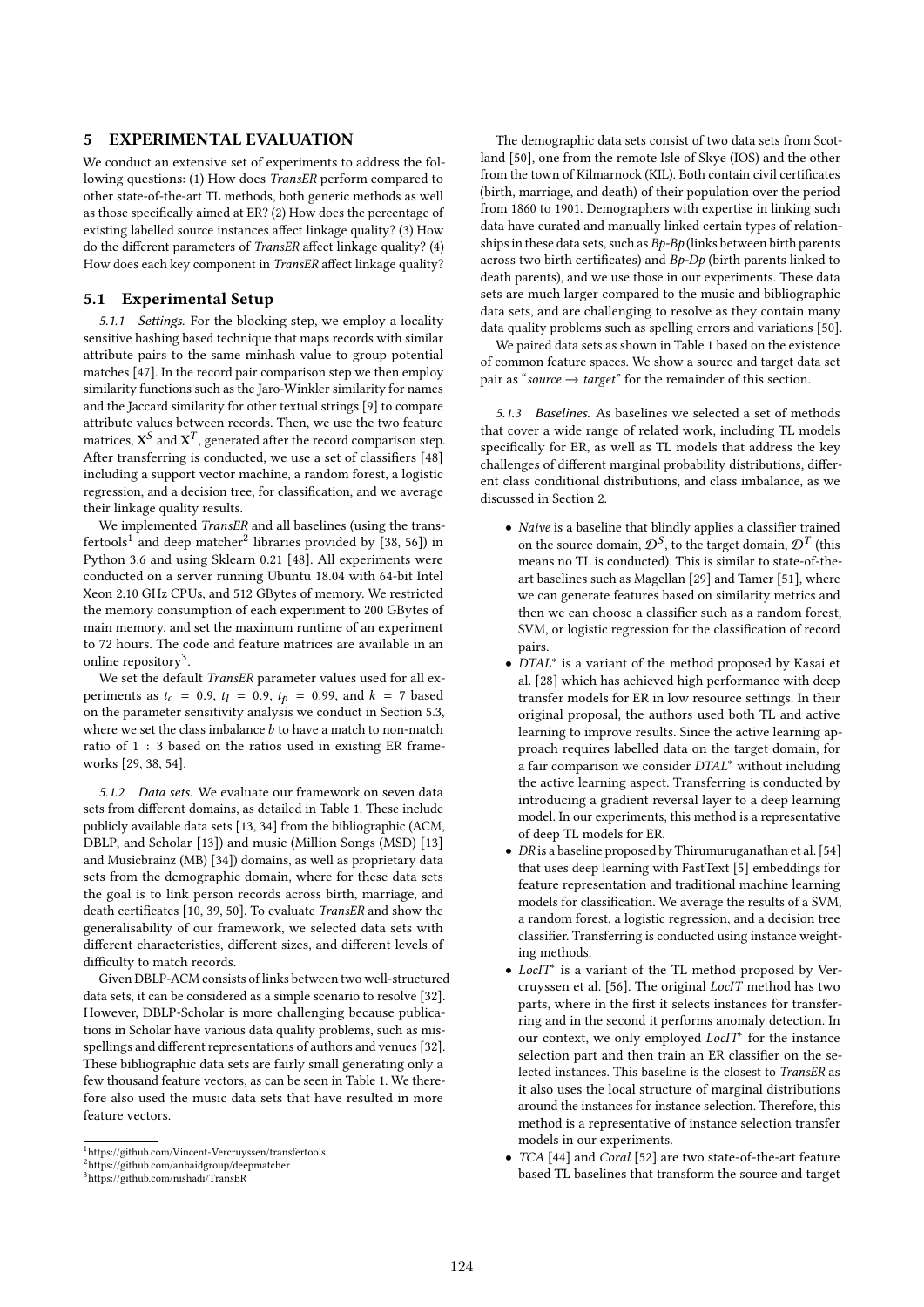## 5 EXPERIMENTAL EVALUATION

We conduct an extensive set of experiments to address the following questions: (1) How does *TransER* perform compared to other state-of-the-art TL methods, both generic methods as well as those specifically aimed at ER? (2) How does the percentage of existing labelled source instances affect linkage quality? (3) How do the different parameters of *TransER* affect linkage quality? (4) How does each key component in *TransER* affect linkage quality?

### 5.1 Experimental Setup

*5.1.1 Settings.* For the blocking step, we employ a locality sensitive hashing based technique that maps records with similar attribute pairs to the same minhash value to group potential matches [47]. In the record pair comparison step we then employ similarity functions such as the Jaro-Winkler similarity for names and the Jaccard similarity for other textual strings [9] to compare attribute values between records. Then, we use the two feature matrices, $\mathbf{X}^S$ and $\mathbf{X}^T$, generated after the record comparison step. After transferring is conducted, we use a set of classifiers [48] including a support vector machine, a random forest, a logistic regression, and a decision tree, for classification, and we average their linkage quality results.

We implemented *TransER* and all baselines (using the transfertools[1] and deep matcher[2] libraries provided by [38, 56]) in Python 3.6 and using Sklearn 0.21 [48]. All experiments were conducted on a server running Ubuntu 18.04 with 64-bit Intel Xeon 2.10 GHz CPUs, and 512 GBytes of memory. We restricted the memory consumption of each experiment to 200 GBytes of main memory, and set the maximum runtime of an experiment to 72 hours. The code and feature matrices are available in an online repository[3].

We set the default *TransER* parameter values used for all experiments as $t_c = 0.9$, $t_l = 0.9$, $t_p = 0.99$, and $k = 7$ based on the parameter sensitivity analysis we conduct in Section 5.3, where we set the class imbalance $b$ to have a match to non-match ratio of $1 : 3$ based on the ratios used in existing ER frameworks [29, 38, 54].

*5.1.2 Data sets.* We evaluate our framework on seven data sets from different domains, as detailed in Table 1. These include publicly available data sets [13, 34] from the bibliographic (ACM, DBLP, and Scholar [13]) and music (Million Songs (MSD) [13] and Musicbrainz (MB) [34]) domains, as well as proprietary data sets from the demographic domain, where for these data sets the goal is to link person records across birth, marriage, and death certificates [10, 39, 50]. To evaluate *TransER* and show the generalisability of our framework, we selected data sets with different characteristics, different sizes, and different levels of difficulty to match records.

Given DBLP-ACM consists of links between two well-structured data sets, it can be considered as a simple scenario to resolve [32]. However, DBLP-Scholar is more challenging because publications in Scholar have various data quality problems, such as misspellings and different representations of authors and venues [32]. These bibliographic data sets are fairly small generating only a few thousand feature vectors, as can be seen in Table 1. We therefore also used the music data sets that have resulted in more feature vectors.

The demographic data sets consist of two data sets from Scotland [50], one from the remote Isle of Skye (IOS) and the other from the town of Kilmarnock (KIL). Both contain civil certificates (birth, marriage, and death) of their population over the period from 1860 to 1901. Demographers with expertise in linking such data have curated and manually linked certain types of relationships in these data sets, such as *Bp-Bp* (links between birth parents across two birth certificates) and *Bp-Dp* (birth parents linked to death parents), and we use those in our experiments. These data sets are much larger compared to the music and bibliographic data sets, and are challenging to resolve as they contain many data quality problems such as spelling errors and variations [50].

We paired data sets as shown in Table 1 based on the existence of common feature spaces. We show a source and target data set pair as "*source* → *target*" for the remainder of this section.

*5.1.3 Baselines.* As baselines we selected a set of methods that cover a wide range of related work, including TL models specifically for ER, as well as TL models that address the key challenges of different marginal probability distributions, different class conditional distributions, and class imbalance, as we discussed in Section 2.

- *Naive* is a baseline that blindly applies a classifier trained on the source domain, $\mathcal{D}^S$, to the target domain, $\mathcal{D}^T$ (this means no TL is conducted). This is similar to state-of-the-art baselines such as Magellan [29] and Tamer [51], where we can generate features based on similarity metrics and then we can choose a classifier such as a random forest, SVM, or logistic regression for the classification of record pairs.
- *DTAL\** is a variant of the method proposed by Kasai et al. [28] which has achieved high performance with deep transfer models for ER in low resource settings. In their original proposal, the authors used both TL and active learning to improve results. Since the active learning approach requires labelled data on the target domain, for a fair comparison we consider *DTAL\** without including the active learning aspect. Transferring is conducted by introducing a gradient reversal layer to a deep learning model. In our experiments, this method is a representative of deep TL models for ER.
- *DR* is a baseline proposed by Thirumuruganathan et al. [54] that uses deep learning with FastText [5] embeddings for feature representation and traditional machine learning models for classification. We average the results of a SVM, a random forest, a logistic regression, and a decision tree classifier. Transferring is conducted using instance weighting methods.
- *LocIT\** is a variant of the TL method proposed by Vercruyssen et al. [56]. The original *LocIT* method has two parts, where in the first it selects instances for transferring and in the second it performs anomaly detection. In our context, we only employed *LocIT\** for the instance selection part and then train an ER classifier on the selected instances. This baseline is the closest to *TransER* as it also uses the local structure of marginal distributions around the instances for instance selection. Therefore, this method is a representative of instance selection transfer models in our experiments.
- *TCA* [44] and *Coral* [52] are two state-of-the-art feature based TL baselines that transform the source and target

[1] https://github.com/Vincent-Vercruyssen/transfertools
[2] https://github.com/anhaidgroup/deepmatcher
[3] https://github.com/nishadi/TransER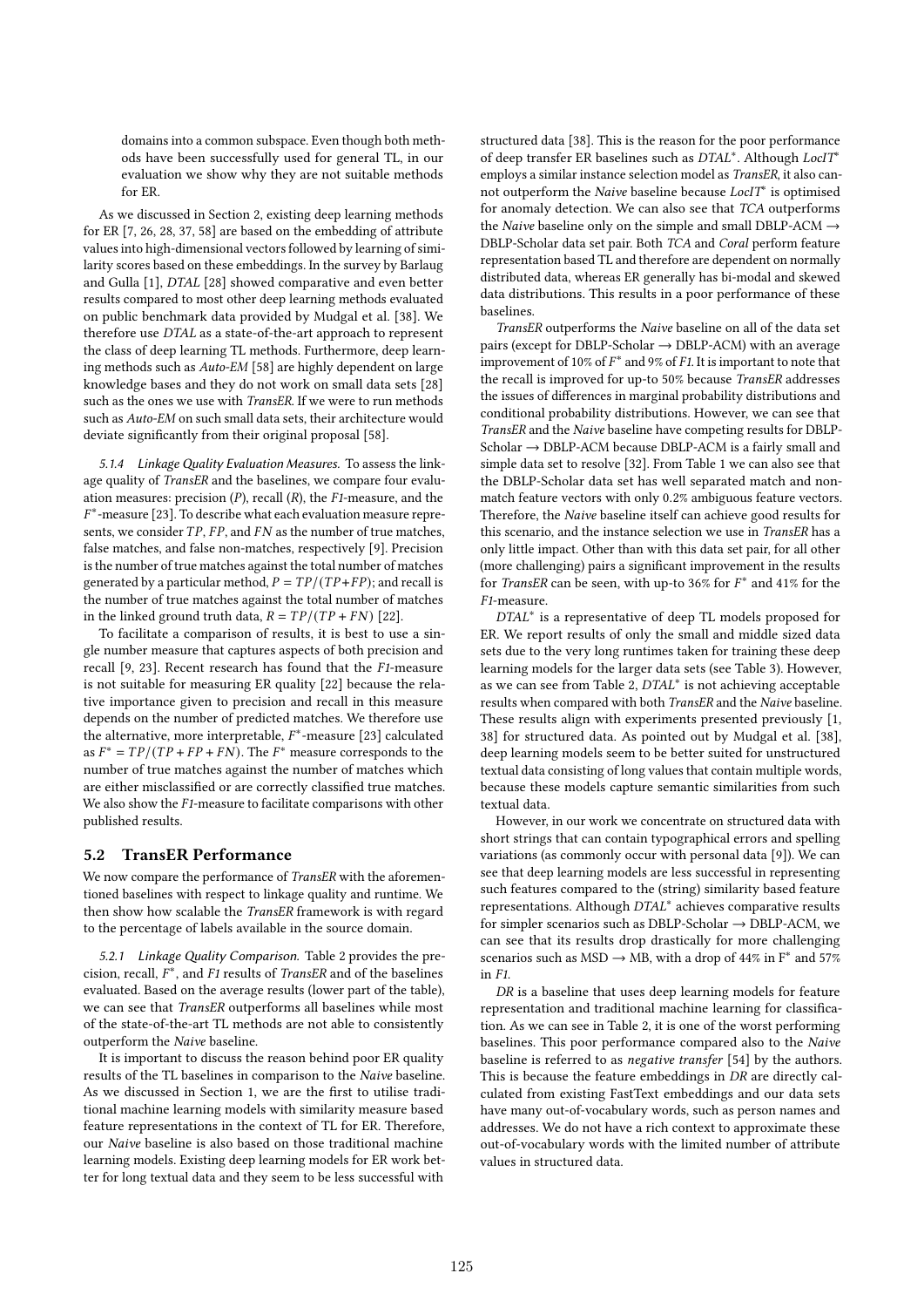domains into a common subspace. Even though both methods have been successfully used for general TL, in our evaluation we show why they are not suitable methods for ER.

As we discussed in Section 2, existing deep learning methods for ER [7, 26, 28, 37, 58] are based on the embedding of attribute values into high-dimensional vectors followed by learning of similarity scores based on these embeddings. In the survey by Barlaug and Gulla [1], *DTAL* [28] showed comparative and even better results compared to most other deep learning methods evaluated on public benchmark data provided by Mudgal et al. [38]. We therefore use *DTAL* as a state-of-the-art approach to represent the class of deep learning TL methods. Furthermore, deep learning methods such as *Auto-EM* [58] are highly dependent on large knowledge bases and they do not work on small data sets [28] such as the ones we use with *TransER*. If we were to run methods such as *Auto-EM* on such small data sets, their architecture would deviate significantly from their original proposal [58].

*5.1.4 Linkage Quality Evaluation Measures.* To assess the linkage quality of *TransER* and the baselines, we compare four evaluation measures: precision ($P$), recall ($R$), the *F1*-measure, and the $F^*$-measure [23]. To describe what each evaluation measure represents, we consider $TP$, $FP$, and $FN$ as the number of true matches, false matches, and false non-matches, respectively [9]. Precision is the number of true matches against the total number of matches generated by a particular method, $P = TP/(TP+FP)$; and recall is the number of true matches against the total number of matches in the linked ground truth data, $R = TP/(TP + FN)$ [22].

To facilitate a comparison of results, it is best to use a single number measure that captures aspects of both precision and recall [9, 23]. Recent research has found that the *F1*-measure is not suitable for measuring ER quality [22] because the relative importance given to precision and recall in this measure depends on the number of predicted matches. We therefore use the alternative, more interpretable, $F^*$-measure [23] calculated as $F^* = TP/(TP + FP + FN)$. The $F^*$ measure corresponds to the number of true matches against the number of matches which are either misclassified or are correctly classified true matches. We also show the *F1*-measure to facilitate comparisons with other published results.

## 5.2 TransER Performance

We now compare the performance of *TransER* with the aforementioned baselines with respect to linkage quality and runtime. We then show how scalable the *TransER* framework is with regard to the percentage of labels available in the source domain.

*5.2.1 Linkage Quality Comparison.* Table 2 provides the precision, recall, $F^*$, and *F1* results of *TransER* and of the baselines evaluated. Based on the average results (lower part of the table), we can see that *TransER* outperforms all baselines while most of the state-of-the-art TL methods are not able to consistently outperform the *Naive* baseline.

It is important to discuss the reason behind poor ER quality results of the TL baselines in comparison to the *Naive* baseline. As we discussed in Section 1, we are the first to utilise traditional machine learning models with similarity measure based feature representations in the context of TL for ER. Therefore, our *Naive* baseline is also based on those traditional machine learning models. Existing deep learning models for ER work better for long textual data and they seem to be less successful with structured data [38]. This is the reason for the poor performance of deep transfer ER baselines such as *DTAL*$^*$. Although *LocIT*$^*$ employs a similar instance selection model as *TransER*, it also cannot outperform the *Naive* baseline because *LocIT*$^*$ is optimised for anomaly detection. We can also see that *TCA* outperforms the *Naive* baseline only on the simple and small DBLP-ACM → DBLP-Scholar data set pair. Both *TCA* and *Coral* perform feature representation based TL and therefore are dependent on normally distributed data, whereas ER generally has bi-modal and skewed data distributions. This results in a poor performance of these baselines.

*TransER* outperforms the *Naive* baseline on all of the data set pairs (except for DBLP-Scholar → DBLP-ACM) with an average improvement of 10% of $F^*$ and 9% of *F1*. It is important to note that the recall is improved for up-to 50% because *TransER* addresses the issues of differences in marginal probability distributions and conditional probability distributions. However, we can see that *TransER* and the *Naive* baseline have competing results for DBLP-Scholar → DBLP-ACM because DBLP-ACM is a fairly small and simple data set to resolve [32]. From Table 1 we can also see that the DBLP-Scholar data set has well separated match and non-match feature vectors with only 0.2% ambiguous feature vectors. Therefore, the *Naive* baseline itself can achieve good results for this scenario, and the instance selection we use in *TransER* has a only little impact. Other than with this data set pair, for all other (more challenging) pairs a significant improvement in the results for *TransER* can be seen, with up-to 36% for $F^*$ and 41% for the *F1*-measure.

*DTAL*$^*$ is a representative of deep TL models proposed for ER. We report results of only the small and middle sized data sets due to the very long runtimes taken for training these deep learning models for the larger data sets (see Table 3). However, as we can see from Table 2, *DTAL*$^*$ is not achieving acceptable results when compared with both *TransER* and the *Naive* baseline. These results align with experiments presented previously [1, 38] for structured data. As pointed out by Mudgal et al. [38], deep learning models seem to be better suited for unstructured textual data consisting of long values that contain multiple words, because these models capture semantic similarities from such textual data.

However, in our work we concentrate on structured data with short strings that can contain typographical errors and spelling variations (as commonly occur with personal data [9]). We can see that deep learning models are less successful in representing such features compared to the (string) similarity based feature representations. Although *DTAL*$^*$ achieves comparative results for simpler scenarios such as DBLP-Scholar → DBLP-ACM, we can see that its results drop drastically for more challenging scenarios such as MSD → MB, with a drop of 44% in $F^*$ and 57% in *F1*.

*DR* is a baseline that uses deep learning models for feature representation and traditional machine learning for classification. As we can see in Table 2, it is one of the worst performing baselines. This poor performance compared also to the *Naive* baseline is referred to as *negative transfer* [54] by the authors. This is because the feature embeddings in *DR* are directly calculated from existing FastText embeddings and our data sets have many out-of-vocabulary words, such as person names and addresses. We do not have a rich context to approximate these out-of-vocabulary words with the limited number of attribute values in structured data.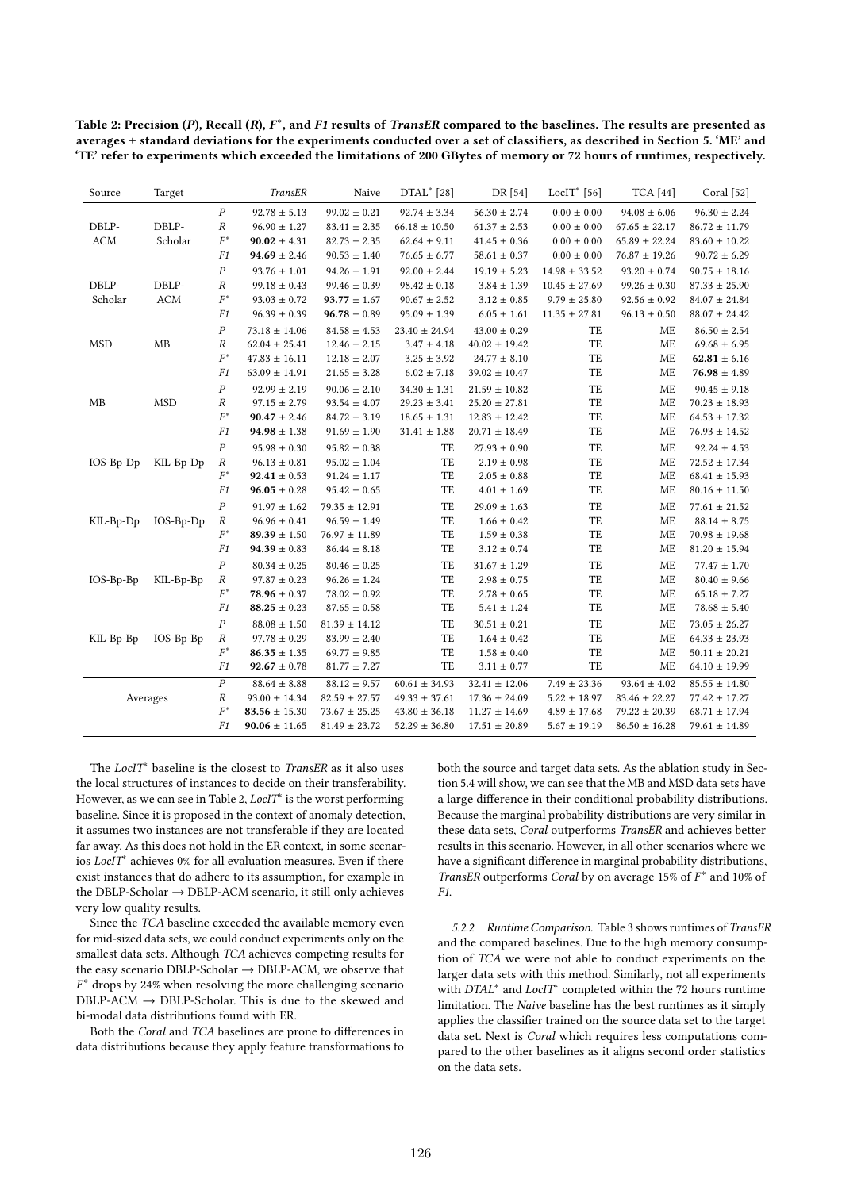Table 2: Precision (*P*), Recall (*R*), $F^*$, and *F1* results of *TransER* compared to the baselines. The results are presented as averages ± standard deviations for the experiments conducted over a set of classifiers, as described in Section 5. 'ME' and 'TE' refer to experiments which exceeded the limitations of 200 GBytes of memory or 72 hours of runtimes, respectively.

| Source | Target | | *TransER* | Naive | DTAL* [28] | DR [54] | LocIT* [56] | TCA [44] | Coral [52] |
|---|---|---|---|---|---|---|---|---|---|
| DBLP-ACM | DBLP-Scholar | *P* | 92.78 ± 5.13 | 99.02 ± 0.21 | 92.74 ± 3.34 | 56.30 ± 2.74 | 0.00 ± 0.00 | 94.08 ± 6.06 | 96.30 ± 2.24 |
| | | *R* | 96.90 ± 1.27 | 83.41 ± 2.35 | 66.18 ± 10.50 | 61.37 ± 2.53 | 0.00 ± 0.00 | 67.65 ± 22.17 | 86.72 ± 11.79 |
| | | $F^*$ | **90.02** ± 4.31 | 82.73 ± 2.35 | 62.64 ± 9.11 | 41.45 ± 0.36 | 0.00 ± 0.00 | 65.89 ± 22.24 | 83.60 ± 10.22 |
| | | *F1* | **94.69** ± 2.46 | 90.53 ± 1.40 | 76.65 ± 6.77 | 58.61 ± 0.37 | 0.00 ± 0.00 | 76.87 ± 19.26 | 90.72 ± 6.29 |
| DBLP-Scholar | DBLP-ACM | *P* | 93.76 ± 1.01 | 94.26 ± 1.91 | 92.00 ± 2.44 | 19.19 ± 5.23 | 14.98 ± 33.52 | 93.20 ± 0.74 | 90.75 ± 18.16 |
| | | *R* | 99.18 ± 0.43 | 99.46 ± 0.39 | 98.42 ± 0.18 | 3.84 ± 1.39 | 10.45 ± 27.69 | 99.26 ± 0.30 | 87.33 ± 25.90 |
| | | $F^*$ | 93.03 ± 0.72 | **93.77** ± 1.67 | 90.67 ± 2.52 | 3.12 ± 0.85 | 9.79 ± 25.80 | 92.56 ± 0.92 | 84.07 ± 24.84 |
| | | *F1* | 96.39 ± 0.39 | **96.78** ± 0.89 | 95.09 ± 1.39 | 6.05 ± 1.61 | 11.35 ± 27.81 | 96.13 ± 0.50 | 88.07 ± 24.42 |
| MSD | MB | *P* | 73.18 ± 14.06 | 84.58 ± 4.53 | 23.40 ± 24.94 | 43.00 ± 0.29 | TE | ME | 86.50 ± 2.54 |
| | | *R* | 62.04 ± 25.41 | 12.46 ± 2.15 | 3.47 ± 4.18 | 40.02 ± 19.42 | TE | ME | 69.68 ± 6.95 |
| | | $F^*$ | 47.83 ± 16.11 | 12.18 ± 2.07 | 3.25 ± 3.92 | 24.77 ± 8.10 | TE | ME | **62.81** ± 6.16 |
| | | *F1* | 63.09 ± 14.91 | 21.65 ± 3.28 | 6.02 ± 7.18 | 39.02 ± 10.47 | TE | ME | **76.98** ± 4.89 |
| MB | MSD | *P* | 92.99 ± 2.19 | 90.06 ± 2.10 | 34.30 ± 1.31 | 21.59 ± 10.82 | TE | ME | 90.45 ± 9.18 |
| | | *R* | 97.15 ± 2.79 | 93.54 ± 4.07 | 29.23 ± 3.41 | 25.20 ± 27.81 | TE | ME | 70.23 ± 18.93 |
| | | $F^*$ | **90.47** ± 2.46 | 84.72 ± 3.19 | 18.65 ± 1.31 | 12.83 ± 12.42 | TE | ME | 64.53 ± 17.32 |
| | | *F1* | **94.98** ± 1.38 | 91.69 ± 1.90 | 31.41 ± 1.88 | 20.71 ± 18.49 | TE | ME | 76.93 ± 14.52 |
| IOS-Bp-Dp | KIL-Bp-Dp | *P* | 95.98 ± 0.30 | 95.82 ± 0.38 | TE | 27.93 ± 0.90 | TE | ME | 92.24 ± 4.53 |
| | | *R* | 96.13 ± 0.81 | 95.02 ± 1.04 | TE | 2.19 ± 0.98 | TE | ME | 72.52 ± 17.34 |
| | | $F^*$ | **92.41** ± 0.53 | 91.24 ± 1.17 | TE | 2.05 ± 0.88 | TE | ME | 68.41 ± 15.93 |
| | | *F1* | **96.05** ± 0.28 | 95.42 ± 0.65 | TE | 4.01 ± 1.69 | TE | ME | 80.16 ± 11.50 |
| KIL-Bp-Dp | IOS-Bp-Dp | *P* | 91.97 ± 1.62 | 79.35 ± 12.91 | TE | 29.09 ± 1.63 | TE | ME | 77.61 ± 21.52 |
| | | *R* | 96.96 ± 0.41 | 96.59 ± 1.49 | TE | 1.66 ± 0.42 | TE | ME | 88.14 ± 8.75 |
| | | $F^*$ | **89.39** ± 1.50 | 76.97 ± 11.89 | TE | 1.59 ± 0.38 | TE | ME | 70.98 ± 19.68 |
| | | *F1* | **94.39** ± 0.83 | 86.44 ± 8.18 | TE | 3.12 ± 0.74 | TE | ME | 81.20 ± 15.94 |
| IOS-Bp-Bp | KIL-Bp-Bp | *P* | 80.34 ± 0.25 | 80.46 ± 0.25 | TE | 31.67 ± 1.29 | TE | ME | 77.47 ± 1.70 |
| | | *R* | 97.87 ± 0.23 | 96.26 ± 1.24 | TE | 2.98 ± 0.75 | TE | ME | 80.40 ± 9.66 |
| | | $F^*$ | **78.96** ± 0.37 | 78.02 ± 0.92 | TE | 2.78 ± 0.65 | TE | ME | 65.18 ± 7.27 |
| | | *F1* | **88.25** ± 0.23 | 87.65 ± 0.58 | TE | 5.41 ± 1.24 | TE | ME | 78.68 ± 5.40 |
| KIL-Bp-Bp | IOS-Bp-Bp | *P* | 88.08 ± 1.50 | 81.39 ± 14.12 | TE | 30.51 ± 0.21 | TE | ME | 73.05 ± 26.27 |
| | | *R* | 97.78 ± 0.29 | 83.99 ± 2.40 | TE | 1.64 ± 0.42 | TE | ME | 64.33 ± 23.93 |
| | | $F^*$ | **86.35** ± 1.35 | 69.77 ± 9.85 | TE | 1.58 ± 0.40 | TE | ME | 50.11 ± 20.21 |
| | | *F1* | **92.67** ± 0.78 | 81.77 ± 7.27 | TE | 3.11 ± 0.77 | TE | ME | 64.10 ± 19.99 |
| Averages | | *P* | 88.64 ± 8.88 | 88.12 ± 9.57 | 60.61 ± 34.93 | 32.41 ± 12.06 | 7.49 ± 23.36 | 93.64 ± 4.02 | 85.55 ± 14.80 |
| | | *R* | 93.00 ± 14.34 | 82.59 ± 27.57 | 49.33 ± 37.61 | 17.36 ± 24.09 | 5.22 ± 18.97 | 83.46 ± 22.27 | 77.42 ± 17.27 |
| | | $F^*$ | **83.56** ± 15.30 | 73.67 ± 25.25 | 43.80 ± 36.18 | 11.27 ± 14.69 | 4.89 ± 17.68 | 79.22 ± 20.39 | 68.71 ± 17.94 |
| | | *F1* | **90.06** ± 11.65 | 81.49 ± 23.72 | 52.29 ± 36.80 | 17.51 ± 20.89 | 5.67 ± 19.19 | 86.50 ± 16.28 | 79.61 ± 14.89 |

The *LocIT** baseline is the closest to *TransER* as it also uses the local structures of instances to decide on their transferability. However, as we can see in Table 2, *LocIT** is the worst performing baseline. Since it is proposed in the context of anomaly detection, it assumes two instances are not transferable if they are located far away. As this does not hold in the ER context, in some scenarios *LocIT** achieves 0% for all evaluation measures. Even if there exist instances that do adhere to its assumption, for example in the DBLP-Scholar → DBLP-ACM scenario, it still only achieves very low quality results.

Since the *TCA* baseline exceeded the available memory even for mid-sized data sets, we could conduct experiments only on the smallest data sets. Although *TCA* achieves competing results for the easy scenario DBLP-Scholar → DBLP-ACM, we observe that $F^*$ drops by 24% when resolving the more challenging scenario DBLP-ACM → DBLP-Scholar. This is due to the skewed and bi-modal data distributions found with ER.

Both the *Coral* and *TCA* baselines are prone to differences in data distributions because they apply feature transformations to both the source and target data sets. As the ablation study in Section 5.4 will show, we can see that the MB and MSD data sets have a large difference in their conditional probability distributions. Because the marginal probability distributions are very similar in these data sets, *Coral* outperforms *TransER* and achieves better results in this scenario. However, in all other scenarios where we have a significant difference in marginal probability distributions, *TransER* outperforms *Coral* by on average 15% of $F^*$ and 10% of *F1*.

#### 5.2.2 Runtime Comparison.

Table 3 shows runtimes of *TransER* and the compared baselines. Due to the high memory consumption of *TCA* we were not able to conduct experiments on the larger data sets with this method. Similarly, not all experiments with *DTAL** and *LocIT** completed within the 72 hours runtime limitation. The *Naive* baseline has the best runtimes as it simply applies the classifier trained on the source data set to the target data set. Next is *Coral* which requires less computations compared to the other baselines as it aligns second order statistics on the data sets.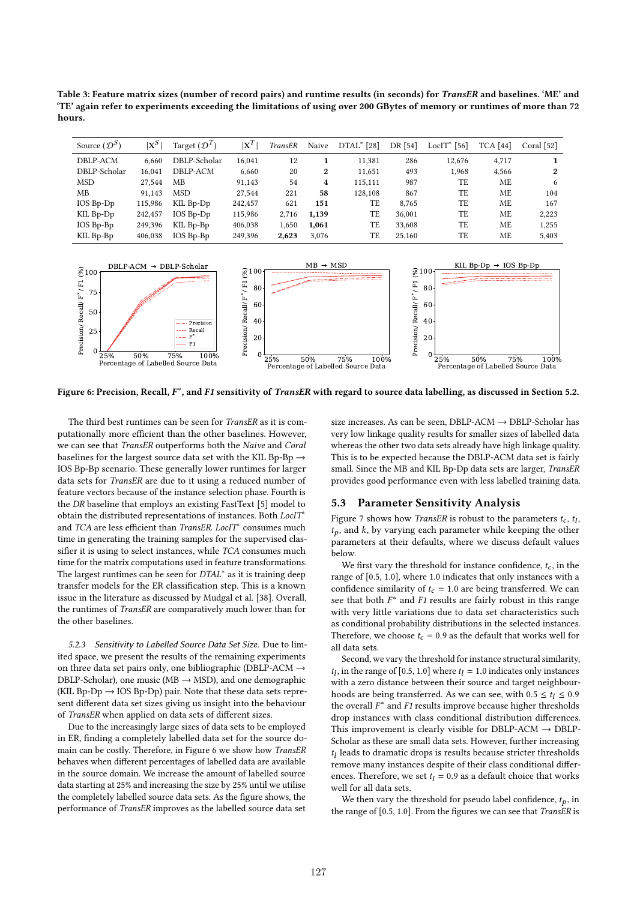**Table 3: Feature matrix sizes (number of record pairs) and runtime results (in seconds) for *TransER* and baselines. 'ME' and 'TE' again refer to experiments exceeding the limitations of using over 200 GBytes of memory or runtimes of more than 72 hours.**

| Source ($\mathcal{D}^S$) | $\|\mathbf{X}^S\|$ | Target ($\mathcal{D}^T$) | $\|\mathbf{X}^T\|$ | *TransER* | Naive | DTAL* [28] | DR [54] | LocIT* [56] | TCA [44] | Coral [52] |
|---|---|---|---|---|---|---|---|---|---|---|
| DBLP-ACM | 6,660 | DBLP-Scholar | 16,041 | 12 | **1** | 11,381 | 286 | 12,676 | 4,717 | **1** |
| DBLP-Scholar | 16,041 | DBLP-ACM | 6,660 | 20 | **2** | 11,651 | 493 | 1,968 | 4,566 | **2** |
| MSD | 27,544 | MB | 91,143 | 54 | **4** | 115,111 | 987 | TE | ME | 6 |
| MB | 91,143 | MSD | 27,544 | 221 | **58** | 128,108 | 867 | TE | ME | 104 |
| IOS Bp-Dp | 115,986 | KIL Bp-Dp | 242,457 | 621 | **151** | TE | 8,765 | TE | ME | 167 |
| KIL Bp-Dp | 242,457 | IOS Bp-Dp | 115,986 | 2,716 | **1,139** | TE | 36,001 | TE | ME | 2,223 |
| IOS Bp-Bp | 249,396 | KIL Bp-Bp | 406,038 | 1,650 | **1,061** | TE | 33,608 | TE | ME | 1,255 |
| KIL Bp-Bp | 406,038 | IOS Bp-Bp | 249,396 | **2,623** | 3,076 | TE | 25,160 | TE | ME | 5,403 |

**Figure 6: Precision, Recall, $F^*$, and *F1* sensitivity of *TransER* with regard to source data labelling, as discussed in Section 5.2.**

The third best runtimes can be seen for *TransER* as it is computationally more efficient than the other baselines. However, we can see that *TransER* outperforms both the *Naive* and *Coral* baselines for the largest source data set with the KIL Bp-Bp → IOS Bp-Bp scenario. These generally lower runtimes for larger data sets for *TransER* are due to it using a reduced number of feature vectors because of the instance selection phase. Fourth is the *DR* baseline that employs an existing FastText [5] model to obtain the distributed representations of instances. Both *LocIT** and *TCA* are less efficient than *TransER*. *LocIT** consumes much time in generating the training samples for the supervised classifier it is using to select instances, while *TCA* consumes much time for the matrix computations used in feature transformations. The largest runtimes can be seen for *DTAL** as it is training deep transfer models for the ER classification step. This is a known issue in the literature as discussed by Mudgal et al. [38]. Overall, the runtimes of *TransER* are comparatively much lower than for the other baselines.

*5.2.3 Sensitivity to Labelled Source Data Set Size.* Due to limited space, we present the results of the remaining experiments on three data set pairs only, one bibliographic (DBLP-ACM → DBLP-Scholar), one music (MB → MSD), and one demographic (KIL Bp-Dp → IOS Bp-Dp) pair. Note that these data sets represent different data set sizes giving us insight into the behaviour of *TransER* when applied on data sets of different sizes.

Due to the increasingly large sizes of data sets to be employed in ER, finding a completely labelled data set for the source domain can be costly. Therefore, in Figure 6 we show how *TransER* behaves when different percentages of labelled data are available in the source domain. We increase the amount of labelled source data starting at 25% and increasing the size by 25% until we utilise the completely labelled source data sets. As the figure shows, the performance of *TransER* improves as the labelled source data set size increases. As can be seen, DBLP-ACM → DBLP-Scholar has very low linkage quality results for smaller sizes of labelled data whereas the other two data sets already have high linkage quality. This is to be expected because the DBLP-ACM data set is fairly small. Since the MB and KIL Bp-Dp data sets are larger, *TransER* provides good performance even with less labelled training data.

## 5.3 Parameter Sensitivity Analysis

Figure 7 shows how *TransER* is robust to the parameters $t_c$, $t_l$, $t_p$, and $k$, by varying each parameter while keeping the other parameters at their defaults, where we discuss default values below.

We first vary the threshold for instance confidence, $t_c$, in the range of [0.5, 1.0], where 1.0 indicates that only instances with a confidence similarity of $t_c = 1.0$ are being transferred. We can see that both $F^*$ and *F1* results are fairly robust in this range with very little variations due to data set characteristics such as conditional probability distributions in the selected instances. Therefore, we choose $t_c = 0.9$ as the default that works well for all data sets.

Second, we vary the threshold for instance structural similarity, $t_l$, in the range of [0.5, 1.0] where $t_l = 1.0$ indicates only instances with a zero distance between their source and target neighbourhoods are being transferred. As we can see, with $0.5 \leq t_l \leq 0.9$ the overall $F^*$ and *F1* results improve because higher thresholds drop instances with class conditional distribution differences. This improvement is clearly visible for DBLP-ACM → DBLP-Scholar as these are small data sets. However, further increasing $t_l$ leads to dramatic drops is results because stricter thresholds remove many instances despite of their class conditional differences. Therefore, we set $t_l = 0.9$ as a default choice that works well for all data sets.

We then vary the threshold for pseudo label confidence, $t_p$, in the range of [0.5, 1.0]. From the figures we can see that *TransER* is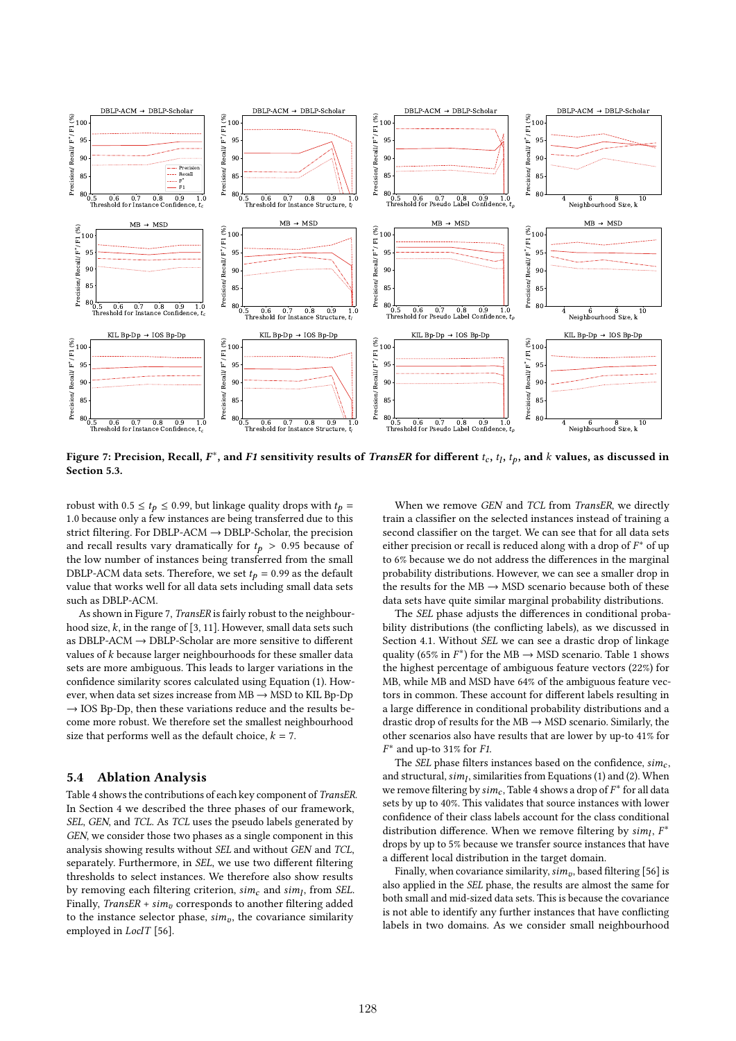**Figure 7: Precision, Recall, $F^*$, and *F1* sensitivity results of *TransER* for different $t_c$, $t_l$, $t_p$, and $k$ values, as discussed in Section 5.3.**

robust with $0.5 \leq t_p \leq 0.99$, but linkage quality drops with $t_p = 1.0$ because only a few instances are being transferred due to this strict filtering. For DBLP-ACM → DBLP-Scholar, the precision and recall results vary dramatically for $t_p > 0.95$ because of the low number of instances being transferred from the small DBLP-ACM data sets. Therefore, we set $t_p = 0.99$ as the default value that works well for all data sets including small data sets such as DBLP-ACM.

As shown in Figure 7, *TransER* is fairly robust to the neighbourhood size, $k$, in the range of [3, 11]. However, small data sets such as DBLP-ACM → DBLP-Scholar are more sensitive to different values of $k$ because larger neighbourhoods for these smaller data sets are more ambiguous. This leads to larger variations in the confidence similarity scores calculated using Equation (1). However, when data set sizes increase from MB → MSD to KIL Bp-Dp → IOS Bp-Dp, then these variations reduce and the results become more robust. We therefore set the smallest neighbourhood size that performs well as the default choice, $k = 7$.

## 5.4 Ablation Analysis

Table 4 shows the contributions of each key component of *TransER*. In Section 4 we described the three phases of our framework, *SEL*, *GEN*, and *TCL*. As *TCL* uses the pseudo labels generated by *GEN*, we consider those two phases as a single component in this analysis showing results without *SEL* and without *GEN* and *TCL*, separately. Furthermore, in *SEL*, we use two different filtering thresholds to select instances. We therefore also show results by removing each filtering criterion, $sim_c$ and $sim_l$, from *SEL*. Finally, *TransER* + $sim_v$ corresponds to another filtering added to the instance selector phase, $sim_v$, the covariance similarity employed in *LocIT* [56].

When we remove *GEN* and *TCL* from *TransER*, we directly train a classifier on the selected instances instead of training a second classifier on the target. We can see that for all data sets either precision or recall is reduced along with a drop of $F^*$ of up to 6% because we do not address the differences in the marginal probability distributions. However, we can see a smaller drop in the results for the MB → MSD scenario because both of these data sets have quite similar marginal probability distributions.

The *SEL* phase adjusts the differences in conditional probability distributions (the conflicting labels), as we discussed in Section 4.1. Without *SEL* we can see a drastic drop of linkage quality (65% in $F^*$) for the MB → MSD scenario. Table 1 shows the highest percentage of ambiguous feature vectors (22%) for MB, while MB and MSD have 64% of the ambiguous feature vectors in common. These account for different labels resulting in a large difference in conditional probability distributions and a drastic drop of results for the MB → MSD scenario. Similarly, the other scenarios also have results that are lower by up-to 41% for $F^*$ and up-to 31% for *F1*.

The *SEL* phase filters instances based on the confidence, $sim_c$, and structural, $sim_l$, similarities from Equations (1) and (2). When we remove filtering by $sim_c$, Table 4 shows a drop of $F^*$ for all data sets by up to 40%. This validates that source instances with lower confidence of their class labels account for the class conditional distribution difference. When we remove filtering by $sim_l$, $F^*$ drops by up to 5% because we transfer source instances that have a different local distribution in the target domain.

Finally, when covariance similarity, $sim_v$, based filtering [56] is also applied in the *SEL* phase, the results are almost the same for both small and mid-sized data sets. This is because the covariance is not able to identify any further instances that have conflicting labels in two domains. As we consider small neighbourhood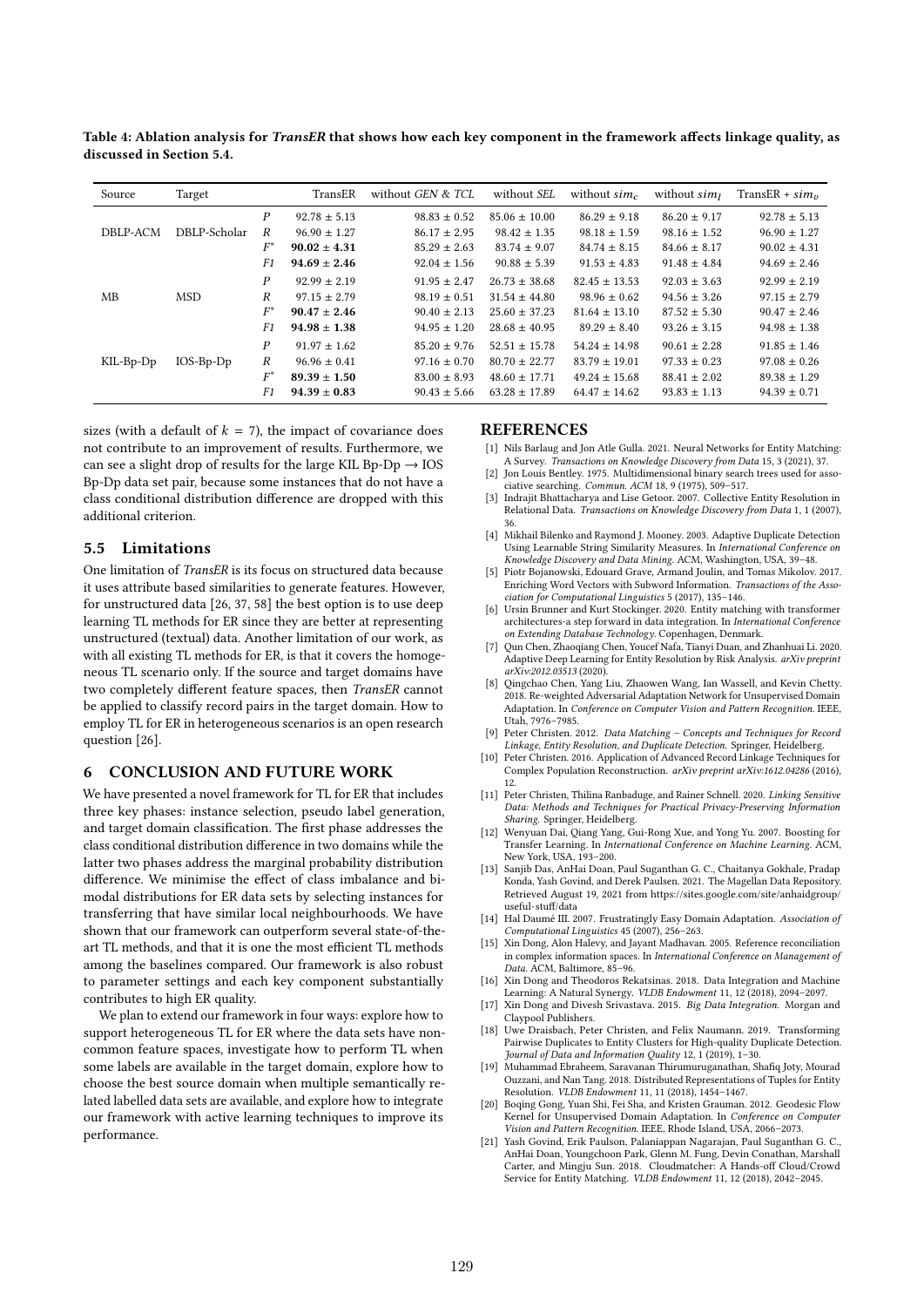Table 4: Ablation analysis for *TransER* that shows how each key component in the framework affects linkage quality, as discussed in Section 5.4.

| Source | Target | | TransER | without *GEN* & *TCL* | without *SEL* | without $sim_c$ | without $sim_l$ | TransER + $sim_v$ |
|---|---|---|---|---|---|---|---|---|
| DBLP-ACM | DBLP-Scholar | *P* | 92.78 ± 5.13 | 98.83 ± 0.52 | 85.06 ± 10.00 | 86.29 ± 9.18 | 86.20 ± 9.17 | 92.78 ± 5.13 |
| | | *R* | 96.90 ± 1.27 | 86.17 ± 2.95 | 98.42 ± 1.35 | 98.18 ± 1.59 | 98.16 ± 1.52 | 96.90 ± 1.27 |
| | | $F^*$ | **90.02 ± 4.31** | 85.29 ± 2.63 | 83.74 ± 9.07 | 84.74 ± 8.15 | 84.66 ± 8.17 | 90.02 ± 4.31 |
| | | *F1* | **94.69 ± 2.46** | 92.04 ± 1.56 | 90.88 ± 5.39 | 91.53 ± 4.83 | 91.48 ± 4.84 | 94.69 ± 2.46 |
| MB | MSD | *P* | 92.99 ± 2.19 | 91.95 ± 2.47 | 26.73 ± 38.68 | 82.45 ± 13.53 | 92.03 ± 3.63 | 92.99 ± 2.19 |
| | | *R* | 97.15 ± 2.79 | 98.19 ± 0.51 | 31.54 ± 44.80 | 98.96 ± 0.62 | 94.56 ± 3.26 | 97.15 ± 2.79 |
| | | $F^*$ | **90.47 ± 2.46** | 90.40 ± 2.13 | 25.60 ± 37.23 | 81.64 ± 13.10 | 87.52 ± 5.30 | 90.47 ± 2.46 |
| | | *F1* | **94.98 ± 1.38** | 94.95 ± 1.20 | 28.68 ± 40.95 | 89.29 ± 8.40 | 93.26 ± 3.15 | 94.98 ± 1.38 |
| KIL-Bp-Dp | IOS-Bp-Dp | *P* | 91.97 ± 1.62 | 85.20 ± 9.76 | 52.51 ± 15.78 | 54.24 ± 14.98 | 90.61 ± 2.28 | 91.85 ± 1.46 |
| | | *R* | 96.96 ± 0.41 | 97.16 ± 0.70 | 80.70 ± 22.77 | 83.79 ± 19.01 | 97.33 ± 0.23 | 97.08 ± 0.26 |
| | | $F^*$ | **89.39 ± 1.50** | 83.00 ± 8.93 | 48.60 ± 17.71 | 49.24 ± 15.68 | 88.41 ± 2.02 | 89.38 ± 1.29 |
| | | *F1* | **94.39 ± 0.83** | 90.43 ± 5.66 | 63.28 ± 17.89 | 64.47 ± 14.62 | 93.83 ± 1.13 | 94.39 ± 0.71 |

sizes (with a default of $k = 7$), the impact of covariance does not contribute to an improvement of results. Furthermore, we can see a slight drop of results for the large KIL Bp-Dp → IOS Bp-Dp data set pair, because some instances that do not have a class conditional distribution difference are dropped with this additional criterion.

## 5.5 Limitations

One limitation of *TransER* is its focus on structured data because it uses attribute based similarities to generate features. However, for unstructured data [26, 37, 58] the best option is to use deep learning TL methods for ER since they are better at representing unstructured (textual) data. Another limitation of our work, as with all existing TL methods for ER, is that it covers the homogeneous TL scenario only. If the source and target domains have two completely different feature spaces, then *TransER* cannot be applied to classify record pairs in the target domain. How to employ TL for ER in heterogeneous scenarios is an open research question [26].

# 6 CONCLUSION AND FUTURE WORK

We have presented a novel framework for TL for ER that includes three key phases: instance selection, pseudo label generation, and target domain classification. The first phase addresses the class conditional distribution difference in two domains while the latter two phases address the marginal probability distribution difference. We minimise the effect of class imbalance and bimodal distributions for ER data sets by selecting instances for transferring that have similar local neighbourhoods. We have shown that our framework can outperform several state-of-the-art TL methods, and that it is one the most efficient TL methods among the baselines compared. Our framework is also robust to parameter settings and each key component substantially contributes to high ER quality.

We plan to extend our framework in four ways: explore how to support heterogeneous TL for ER where the data sets have non-common feature spaces, investigate how to perform TL when some labels are available in the target domain, explore how to choose the best source domain when multiple semantically related labelled data sets are available, and explore how to integrate our framework with active learning techniques to improve its performance.

# REFERENCES

[1] Nils Barlaug and Jon Atle Gulla. 2021. Neural Networks for Entity Matching: A Survey. *Transactions on Knowledge Discovery from Data* 15, 3 (2021), 37.

[2] Jon Louis Bentley. 1975. Multidimensional binary search trees used for associative searching. *Commun. ACM* 18, 9 (1975), 509–517.

[3] Indrajit Bhattacharya and Lise Getoor. 2007. Collective Entity Resolution in Relational Data. *Transactions on Knowledge Discovery from Data* 1, 1 (2007), 36.

[4] Mikhail Bilenko and Raymond J. Mooney. 2003. Adaptive Duplicate Detection Using Learnable String Similarity Measures. In *International Conference on Knowledge Discovery and Data Mining*. ACM, Washington, USA, 39–48.

[5] Piotr Bojanowski, Edouard Grave, Armand Joulin, and Tomas Mikolov. 2017. Enriching Word Vectors with Subword Information. *Transactions of the Association for Computational Linguistics* 5 (2017), 135–146.

[6] Ursin Brunner and Kurt Stockinger. 2020. Entity matching with transformer architectures-a step forward in data integration. In *International Conference on Extending Database Technology*. Copenhagen, Denmark.

[7] Qun Chen, Zhaoqiang Chen, Youcef Nafa, Tianyi Duan, and Zhanhuai Li. 2020. Adaptive Deep Learning for Entity Resolution by Risk Analysis. *arXiv preprint arXiv:2012.03513* (2020).

[8] Qingchao Chen, Yang Liu, Zhaowen Wang, Ian Wassell, and Kevin Chetty. 2018. Re-weighted Adversarial Adaptation Network for Unsupervised Domain Adaptation. In *Conference on Computer Vision and Pattern Recognition*. IEEE, Utah, 7976–7985.

[9] Peter Christen. 2012. *Data Matching – Concepts and Techniques for Record Linkage, Entity Resolution, and Duplicate Detection*. Springer, Heidelberg.

[10] Peter Christen. 2016. Application of Advanced Record Linkage Techniques for Complex Population Reconstruction. *arXiv preprint arXiv:1612.04286* (2016), 12.

[11] Peter Christen, Thilina Ranbaduge, and Rainer Schnell. 2020. *Linking Sensitive Data: Methods and Techniques for Practical Privacy-Preserving Information Sharing*. Springer, Heidelberg.

[12] Wenyuan Dai, Qiang Yang, Gui-Rong Xue, and Yong Yu. 2007. Boosting for Transfer Learning. In *International Conference on Machine Learning*. ACM, New York, USA, 193–200.

[13] Sanjib Das, AnHai Doan, Paul Suganthan G. C., Chaitanya Gokhale, Pradap Konda, Yash Govind, and Derek Paulsen. 2021. The Magellan Data Repository. Retrieved August 19, 2021 from https://sites.google.com/site/anhaidgroup/useful-stuff/data

[14] Hal Daumé III. 2007. Frustratingly Easy Domain Adaptation. *Association of Computational Linguistics* 45 (2007), 256–263.

[15] Xin Dong, Alon Halevy, and Jayant Madhavan. 2005. Reference reconciliation in complex information spaces. In *International Conference on Management of Data*. ACM, Baltimore, 85–96.

[16] Xin Dong and Theodoros Rekatsinas. 2018. Data Integration and Machine Learning: A Natural Synergy. *VLDB Endowment* 11, 12 (2018), 2094–2097.

[17] Xin Dong and Divesh Srivastava. 2015. *Big Data Integration*. Morgan and Claypool Publishers.

[18] Uwe Draisbach, Peter Christen, and Felix Naumann. 2019. Transforming Pairwise Duplicates to Entity Clusters for High-quality Duplicate Detection. *Journal of Data and Information Quality* 12, 1 (2019), 1–30.

[19] Muhammad Ebraheem, Saravanan Thirumuruganathan, Shafiq Joty, Mourad Ouzzani, and Nan Tang. 2018. Distributed Representations of Tuples for Entity Resolution. *VLDB Endowment* 11, 11 (2018), 1454–1467.

[20] Boqing Gong, Yuan Shi, Fei Sha, and Kristen Grauman. 2012. Geodesic Flow Kernel for Unsupervised Domain Adaptation. In *Conference on Computer Vision and Pattern Recognition*. IEEE, Rhode Island, USA, 2066–2073.

[21] Yash Govind, Erik Paulson, Palaniappan Nagarajan, Paul Suganthan G. C., AnHai Doan, Youngchoon Park, Glenn M. Fung, Devin Conathan, Marshall Carter, and Mingju Sun. 2018. Cloudmatcher: A Hands-off Cloud/Crowd Service for Entity Matching. *VLDB Endowment* 11, 12 (2018), 2042–2045.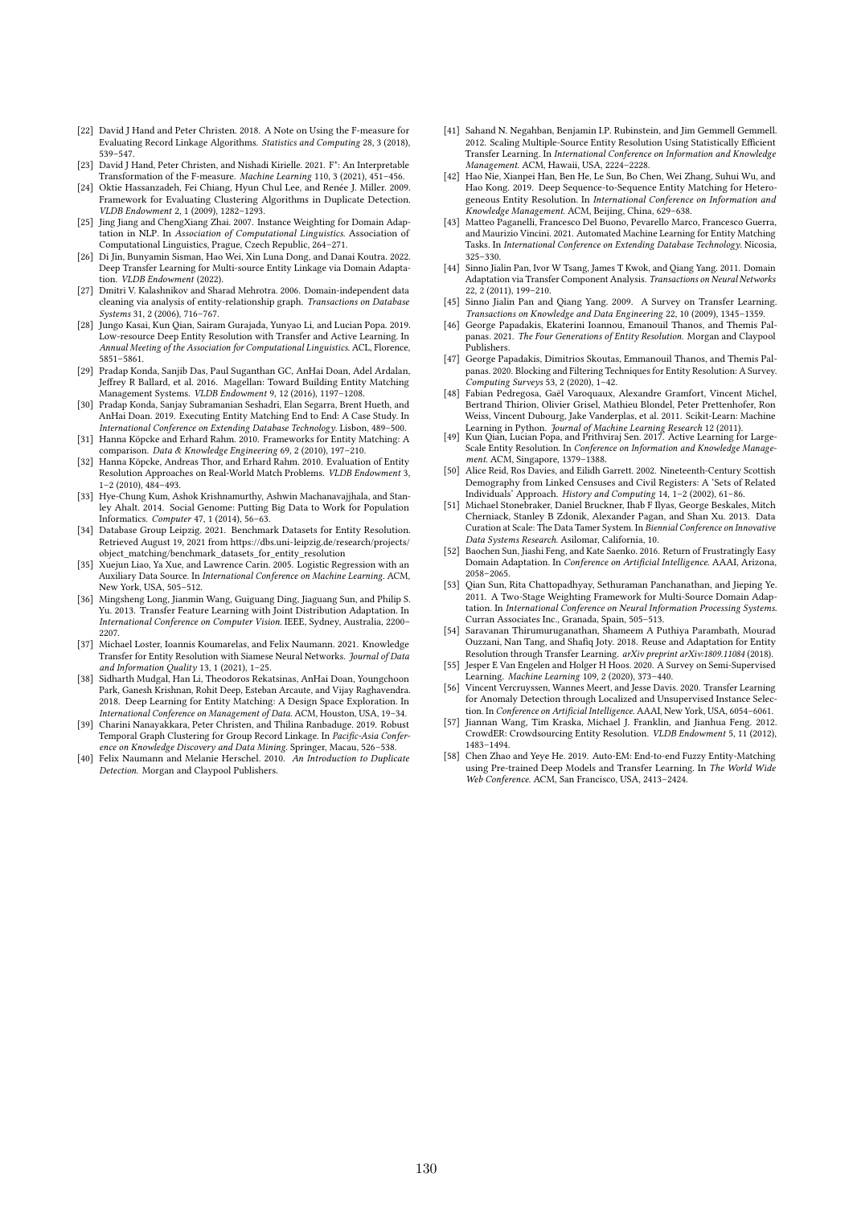- [22] David J Hand and Peter Christen. 2018. A Note on Using the F-measure for Evaluating Record Linkage Algorithms. *Statistics and Computing* 28, 3 (2018), 539–547.
- [23] David J Hand, Peter Christen, and Nishadi Kirielle. 2021. F*: An Interpretable Transformation of the F-measure. *Machine Learning* 110, 3 (2021), 451–456.
- [24] Oktie Hassanzadeh, Fei Chiang, Hyun Chul Lee, and Renée J. Miller. 2009. Framework for Evaluating Clustering Algorithms in Duplicate Detection. *VLDB Endowment* 2, 1 (2009), 1282–1293.
- [25] Jing Jiang and ChengXiang Zhai. 2007. Instance Weighting for Domain Adaptation in NLP. In *Association of Computational Linguistics*. Association of Computational Linguistics, Prague, Czech Republic, 264–271.
- [26] Di Jin, Bunyamin Sisman, Hao Wei, Xin Luna Dong, and Danai Koutra. 2022. Deep Transfer Learning for Multi-source Entity Linkage via Domain Adaptation. *VLDB Endowment* (2022).
- [27] Dmitri V. Kalashnikov and Sharad Mehrotra. 2006. Domain-independent data cleaning via analysis of entity-relationship graph. *Transactions on Database Systems* 31, 2 (2006), 716–767.
- [28] Jungo Kasai, Kun Qian, Sairam Gurajada, Yunyao Li, and Lucian Popa. 2019. Low-resource Deep Entity Resolution with Transfer and Active Learning. In *Annual Meeting of the Association for Computational Linguistics*. ACL, Florence, 5851–5861.
- [29] Pradap Konda, Sanjib Das, Paul Suganthan GC, AnHai Doan, Adel Ardalan, Jeffrey R Ballard, et al. 2016. Magellan: Toward Building Entity Matching Management Systems. *VLDB Endowment* 9, 12 (2016), 1197–1208.
- [30] Pradap Konda, Sanjay Subramanian Seshadri, Elan Segarra, Brent Hueth, and AnHai Doan. 2019. Executing Entity Matching End to End: A Case Study. In *International Conference on Extending Database Technology*. Lisbon, 489–500.
- [31] Hanna Köpcke and Erhard Rahm. 2010. Frameworks for Entity Matching: A comparison. *Data & Knowledge Engineering* 69, 2 (2010), 197–210.
- [32] Hanna Köpcke, Andreas Thor, and Erhard Rahm. 2010. Evaluation of Entity Resolution Approaches on Real-World Match Problems. *VLDB Endowment* 3, 1–2 (2010), 484–493.
- [33] Hye-Chung Kum, Ashok Krishnamurthy, Ashwin Machanavajjhala, and Stanley Ahalt. 2014. Social Genome: Putting Big Data to Work for Population Informatics. *Computer* 47, 1 (2014), 56–63.
- [34] Database Group Leipzig. 2021. Benchmark Datasets for Entity Resolution. Retrieved August 19, 2021 from https://dbs.uni-leipzig.de/research/projects/object_matching/benchmark_datasets_for_entity_resolution
- [35] Xuejun Liao, Ya Xue, and Lawrence Carin. 2005. Logistic Regression with an Auxiliary Data Source. In *International Conference on Machine Learning*. ACM, New York, USA, 505–512.
- [36] Mingsheng Long, Jianmin Wang, Guiguang Ding, Jiaguang Sun, and Philip S. Yu. 2013. Transfer Feature Learning with Joint Distribution Adaptation. In *International Conference on Computer Vision*. IEEE, Sydney, Australia, 2200–2207.
- [37] Michael Loster, Ioannis Koumarelas, and Felix Naumann. 2021. Knowledge Transfer for Entity Resolution with Siamese Neural Networks. *Journal of Data and Information Quality* 13, 1 (2021), 1–25.
- [38] Sidharth Mudgal, Han Li, Theodoros Rekatsinas, AnHai Doan, Youngchoon Park, Ganesh Krishnan, Rohit Deep, Esteban Arcaute, and Vijay Raghavendra. 2018. Deep Learning for Entity Matching: A Design Space Exploration. In *International Conference on Management of Data*. ACM, Houston, USA, 19–34.
- [39] Charini Nanayakkara, Peter Christen, and Thilina Ranbaduge. 2019. Robust Temporal Graph Clustering for Group Record Linkage. In *Pacific-Asia Conference on Knowledge Discovery and Data Mining*. Springer, Macau, 526–538.
- [40] Felix Naumann and Melanie Herschel. 2010. *An Introduction to Duplicate Detection*. Morgan and Claypool Publishers.
- [41] Sahand N. Negahban, Benjamin I.P. Rubinstein, and Jim Gemmell Gemmell. 2012. Scaling Multiple-Source Entity Resolution Using Statistically Efficient Transfer Learning. In *International Conference on Information and Knowledge Management*. ACM, Hawaii, USA, 2224–2228.
- [42] Hao Nie, Xianpei Han, Ben He, Le Sun, Bo Chen, Wei Zhang, Suhui Wu, and Hao Kong. 2019. Deep Sequence-to-Sequence Entity Matching for Heterogeneous Entity Resolution. In *International Conference on Information and Knowledge Management*. ACM, Beijing, China, 629–638.
- [43] Matteo Paganelli, Francesco Del Buono, Pevarello Marco, Francesco Guerra, and Maurizio Vincini. 2021. Automated Machine Learning for Entity Matching Tasks. In *International Conference on Extending Database Technology*. Nicosia, 325–330.
- [44] Sinno Jialin Pan, Ivor W Tsang, James T Kwok, and Qiang Yang. 2011. Domain Adaptation via Transfer Component Analysis. *Transactions on Neural Networks* 22, 2 (2011), 199–210.
- [45] Sinno Jialin Pan and Qiang Yang. 2009. A Survey on Transfer Learning. *Transactions on Knowledge and Data Engineering* 22, 10 (2009), 1345–1359.
- [46] George Papadakis, Ekaterini Ioannou, Emanouil Thanos, and Themis Palpanas. 2021. *The Four Generations of Entity Resolution*. Morgan and Claypool Publishers.
- [47] George Papadakis, Dimitrios Skoutas, Emmanouil Thanos, and Themis Palpanas. 2020. Blocking and Filtering Techniques for Entity Resolution: A Survey. *Computing Surveys* 53, 2 (2020), 1–42.
- [48] Fabian Pedregosa, Gaël Varoquaux, Alexandre Gramfort, Vincent Michel, Bertrand Thirion, Olivier Grisel, Mathieu Blondel, Peter Prettenhofer, Ron Weiss, Vincent Dubourg, Jake Vanderplas, et al. 2011. Scikit-Learn: Machine Learning in Python. *Journal of Machine Learning Research* 12 (2011).
- [49] Kun Qian, Lucian Popa, and Prithviraj Sen. 2017. Active Learning for Large-Scale Entity Resolution. In *Conference on Information and Knowledge Management*. ACM, Singapore, 1379–1388.
- [50] Alice Reid, Ros Davies, and Eilidh Garrett. 2002. Nineteenth-Century Scottish Demography from Linked Censuses and Civil Registers: A 'Sets of Related Individuals' Approach. *History and Computing* 14, 1–2 (2002), 61–86.
- [51] Michael Stonebraker, Daniel Bruckner, Ihab F Ilyas, George Beskales, Mitch Cherniack, Stanley B Zdonik, Alexander Pagan, and Shan Xu. 2013. Data Curation at Scale: The Data Tamer System. In *Biennial Conference on Innovative Data Systems Research*. Asilomar, California, 10.
- [52] Baochen Sun, Jiashi Feng, and Kate Saenko. 2016. Return of Frustratingly Easy Domain Adaptation. In *Conference on Artificial Intelligence*. AAAI, Arizona, 2058–2065.
- [53] Qian Sun, Rita Chattopadhyay, Sethuraman Panchanathan, and Jieping Ye. 2011. A Two-Stage Weighting Framework for Multi-Source Domain Adaptation. In *International Conference on Neural Information Processing Systems*. Curran Associates Inc., Granada, Spain, 505–513.
- [54] Saravanan Thirumuruganathan, Shameem A Puthiya Parambath, Mourad Ouzzani, Nan Tang, and Shafiq Joty. 2018. Reuse and Adaptation for Entity Resolution through Transfer Learning. *arXiv preprint arXiv:1809.11084* (2018).
- [55] Jesper E Van Engelen and Holger H Hoos. 2020. A Survey on Semi-Supervised Learning. *Machine Learning* 109, 2 (2020), 373–440.
- [56] Vincent Vercruyssen, Wannes Meert, and Jesse Davis. 2020. Transfer Learning for Anomaly Detection through Localized and Unsupervised Instance Selection. In *Conference on Artificial Intelligence*. AAAI, New York, USA, 6054–6061.
- [57] Jiannan Wang, Tim Kraska, Michael J. Franklin, and Jianhua Feng. 2012. CrowdER: Crowdsourcing Entity Resolution. *VLDB Endowment* 5, 11 (2012), 1483–1494.
- [58] Chen Zhao and Yeye He. 2019. Auto-EM: End-to-end Fuzzy Entity-Matching using Pre-trained Deep Models and Transfer Learning. In *The World Wide Web Conference*. ACM, San Francisco, USA, 2413–2424.